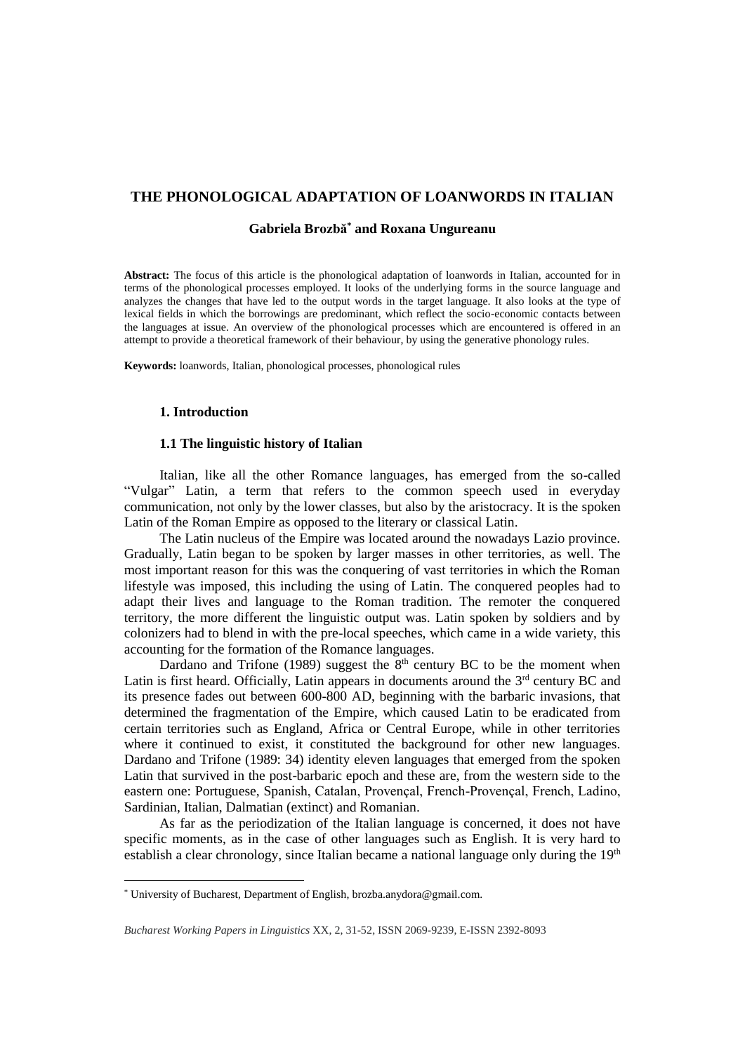# THE PHONOLOGICAL ADAPTATION OF LOANWORDS IN ITALIAN

**Gabriela Brozbă[*] and Roxana Ungureanu**

**Abstract:** The focus of this article is the phonological adaptation of loanwords in Italian, accounted for in terms of the phonological processes employed. It looks of the underlying forms in the source language and analyzes the changes that have led to the output words in the target language. It also looks at the type of lexical fields in which the borrowings are predominant, which reflect the socio-economic contacts between the languages at issue. An overview of the phonological processes which are encountered is offered in an attempt to provide a theoretical framework of their behaviour, by using the generative phonology rules.

**Keywords:** loanwords, Italian, phonological processes, phonological rules

## 1. Introduction

### 1.1 The linguistic history of Italian

Italian, like all the other Romance languages, has emerged from the so-called "Vulgar" Latin, a term that refers to the common speech used in everyday communication, not only by the lower classes, but also by the aristocracy. It is the spoken Latin of the Roman Empire as opposed to the literary or classical Latin.

The Latin nucleus of the Empire was located around the nowadays Lazio province. Gradually, Latin began to be spoken by larger masses in other territories, as well. The most important reason for this was the conquering of vast territories in which the Roman lifestyle was imposed, this including the using of Latin. The conquered peoples had to adapt their lives and language to the Roman tradition. The remoter the conquered territory, the more different the linguistic output was. Latin spoken by soldiers and by colonizers had to blend in with the pre-local speeches, which came in a wide variety, this accounting for the formation of the Romance languages.

Dardano and Trifone (1989) suggest the 8[th] century BC to be the moment when Latin is first heard. Officially, Latin appears in documents around the 3[rd] century BC and its presence fades out between 600-800 AD, beginning with the barbaric invasions, that determined the fragmentation of the Empire, which caused Latin to be eradicated from certain territories such as England, Africa or Central Europe, while in other territories where it continued to exist, it constituted the background for other new languages. Dardano and Trifone (1989: 34) identity eleven languages that emerged from the spoken Latin that survived in the post-barbaric epoch and these are, from the western side to the eastern one: Portuguese, Spanish, Catalan, Provençal, French-Provençal, French, Ladino, Sardinian, Italian, Dalmatian (extinct) and Romanian.

As far as the periodization of the Italian language is concerned, it does not have specific moments, as in the case of other languages such as English. It is very hard to establish a clear chronology, since Italian became a national language only during the 19[th]

---

[*] University of Bucharest, Department of English, brozba.anydora@gmail.com.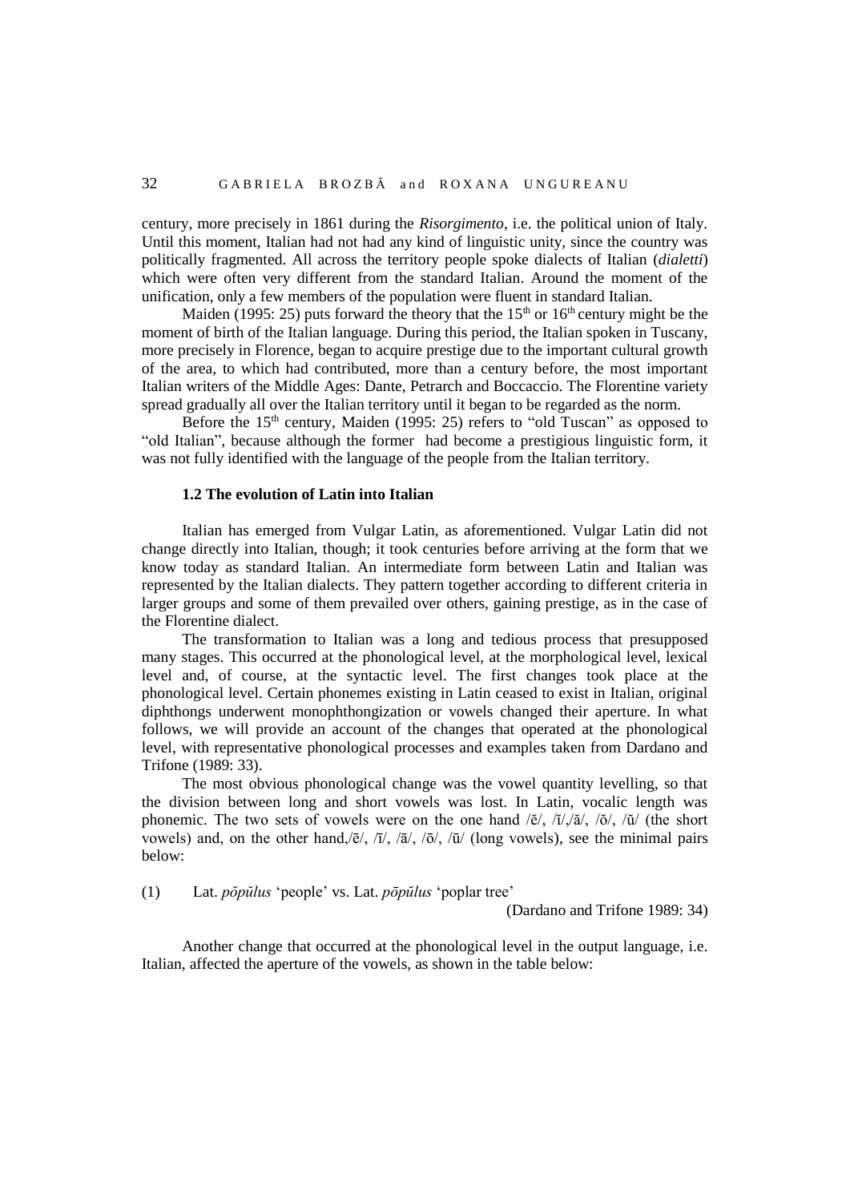century, more precisely in 1861 during the *Risorgimento*, i.e. the political union of Italy. Until this moment, Italian had not had any kind of linguistic unity, since the country was politically fragmented. All across the territory people spoke dialects of Italian (*dialetti*) which were often very different from the standard Italian. Around the moment of the unification, only a few members of the population were fluent in standard Italian.

Maiden (1995: 25) puts forward the theory that the 15th or 16th century might be the moment of birth of the Italian language. During this period, the Italian spoken in Tuscany, more precisely in Florence, began to acquire prestige due to the important cultural growth of the area, to which had contributed, more than a century before, the most important Italian writers of the Middle Ages: Dante, Petrarch and Boccaccio. The Florentine variety spread gradually all over the Italian territory until it began to be regarded as the norm.

Before the 15th century, Maiden (1995: 25) refers to "old Tuscan" as opposed to "old Italian", because although the former had become a prestigious linguistic form, it was not fully identified with the language of the people from the Italian territory.

### 1.2 The evolution of Latin into Italian

Italian has emerged from Vulgar Latin, as aforementioned. Vulgar Latin did not change directly into Italian, though; it took centuries before arriving at the form that we know today as standard Italian. An intermediate form between Latin and Italian was represented by the Italian dialects. They pattern together according to different criteria in larger groups and some of them prevailed over others, gaining prestige, as in the case of the Florentine dialect.

The transformation to Italian was a long and tedious process that presupposed many stages. This occurred at the phonological level, at the morphological level, lexical level and, of course, at the syntactic level. The first changes took place at the phonological level. Certain phonemes existing in Latin ceased to exist in Italian, original diphthongs underwent monophthongization or vowels changed their aperture. In what follows, we will provide an account of the changes that operated at the phonological level, with representative phonological processes and examples taken from Dardano and Trifone (1989: 33).

The most obvious phonological change was the vowel quantity levelling, so that the division between long and short vowels was lost. In Latin, vocalic length was phonemic. The two sets of vowels were on the one hand /ĕ/, /ĭ/,/ă/, /ŏ/, /ŭ/ (the short vowels) and, on the other hand,/ē/, /ī/, /ā/, /ō/, /ū/ (long vowels), see the minimal pairs below:

(1) Lat. *pŏpŭlus* 'people' vs. Lat. *pōpŭlus* 'poplar tree'

(Dardano and Trifone 1989: 34)

Another change that occurred at the phonological level in the output language, i.e. Italian, affected the aperture of the vowels, as shown in the table below: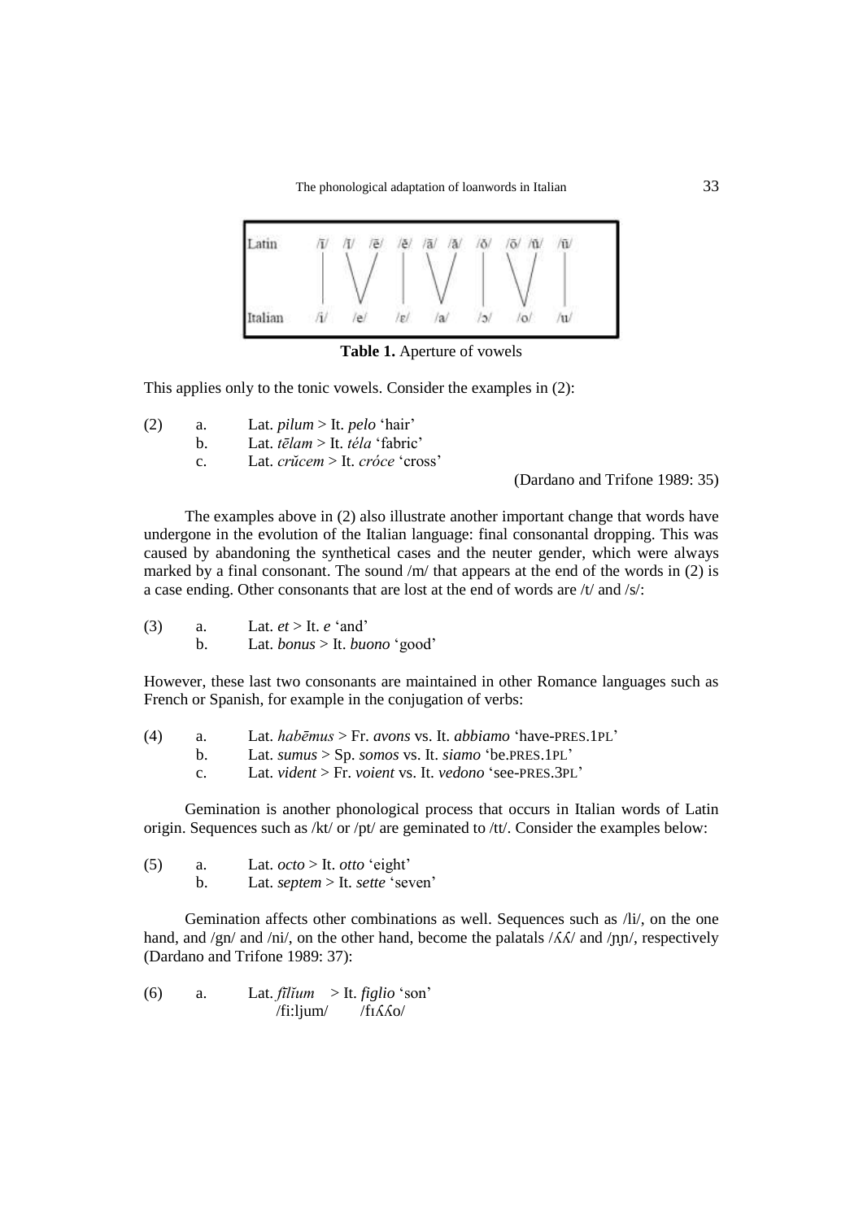| Latin | /ī/ | /ĭ/ | /ē/ | /ĕ/ | /ā/ | /ă/ | /ŏ/ | /ō/ | /ŭ/ | /ū/ |
|---|---|---|---|---|---|---|---|---|---|---|
| Italian | /i/ | /e/ | | /ɛ/ | /a/ | | /ɔ/ | /o/ | | /u/ |

**Table 1.** Aperture of vowels

This applies only to the tonic vowels. Consider the examples in (2):

(2) a. Lat. *pilum* > It. *pelo* 'hair'
 b. Lat. *tēlam* > It. *téla* 'fabric'
 c. Lat. *crŭcem* > It. *cróce* 'cross'

(Dardano and Trifone 1989: 35)

The examples above in (2) also illustrate another important change that words have undergone in the evolution of the Italian language: final consonantal dropping. This was caused by abandoning the synthetical cases and the neuter gender, which were always marked by a final consonant. The sound /m/ that appears at the end of the words in (2) is a case ending. Other consonants that are lost at the end of words are /t/ and /s/:

(3) a. Lat. *et* > It. *e* 'and'
 b. Lat. *bonus* > It. *buono* 'good'

However, these last two consonants are maintained in other Romance languages such as French or Spanish, for example in the conjugation of verbs:

(4) a. Lat. *habēmus* > Fr. *avons* vs. It. *abbiamo* 'have-PRES.1PL'
 b. Lat. *sumus* > Sp. *somos* vs. It. *siamo* 'be.PRES.1PL'
 c. Lat. *vident* > Fr. *voient* vs. It. *vedono* 'see-PRES.3PL'

Gemination is another phonological process that occurs in Italian words of Latin origin. Sequences such as /kt/ or /pt/ are geminated to /tt/. Consider the examples below:

(5) a. Lat. *octo* > It. *otto* 'eight'
 b. Lat. *septem* > It. *sette* 'seven'

Gemination affects other combinations as well. Sequences such as /li/, on the one hand, and /gn/ and /ni/, on the other hand, become the palatals /ʎʎ/ and /ɲɲ/, respectively (Dardano and Trifone 1989: 37):

(6) a. Lat. *fīlĭum* > It. *figlio* 'son'
 /fi:ljum/ /fɪʎʎo/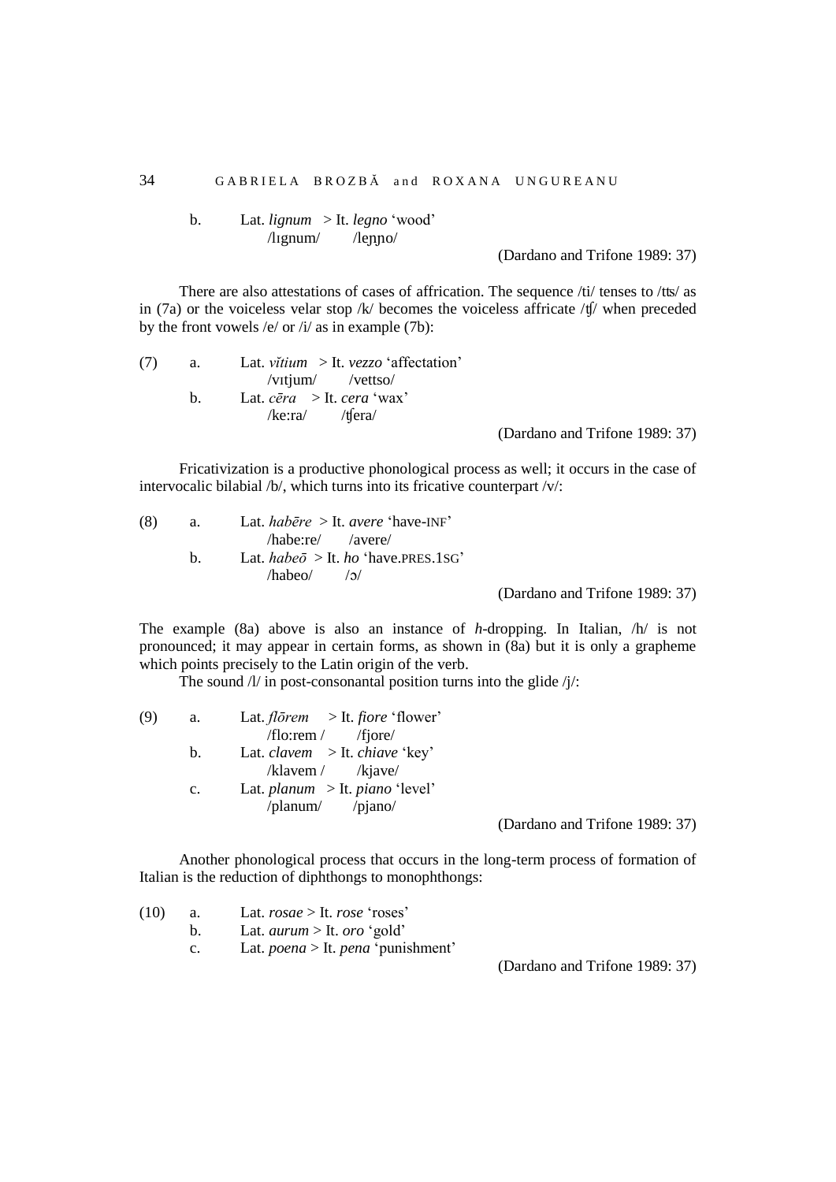b. Lat. *lignum* > It. *legno* 'wood'
/lɪgnum/ /leɲɲo/

(Dardano and Trifone 1989: 37)

There are also attestations of cases of affrication. The sequence /ti/ tenses to /tʦ/ as in (7a) or the voiceless velar stop /k/ becomes the voiceless affricate /ʧ/ when preceded by the front vowels /e/ or /i/ as in example (7b):

(7) a. Lat. *vĭtium* > It. *vezzo* 'affectation'
/vɪtjum/ /vettso/

b. Lat. *cēra* > It. *cera* 'wax'
/ke:ra/ /ʧera/

(Dardano and Trifone 1989: 37)

Fricativization is a productive phonological process as well; it occurs in the case of intervocalic bilabial /b/, which turns into its fricative counterpart /v/:

(8) a. Lat. *habēre* > It. *avere* 'have-INF'
/habe:re/ /avere/

b. Lat. *habeō* > It. *ho* 'have.PRES.1SG'
/habeo/ /ɔ/

(Dardano and Trifone 1989: 37)

The example (8a) above is also an instance of *h*-dropping. In Italian, /h/ is not pronounced; it may appear in certain forms, as shown in (8a) but it is only a grapheme which points precisely to the Latin origin of the verb.

The sound /l/ in post-consonantal position turns into the glide /j/:

(9) a. Lat. *flōrem* > It. *fiore* 'flower'
/flo:rem / /fjore/

b. Lat. *clavem* > It. *chiave* 'key'
/klavem / /kjave/

c. Lat. *planum* > It. *piano* 'level'
/planum/ /pjano/

(Dardano and Trifone 1989: 37)

Another phonological process that occurs in the long-term process of formation of Italian is the reduction of diphthongs to monophthongs:

(10) a. Lat. *rosae* > It. *rose* 'roses'

b. Lat. *aurum* > It. *oro* 'gold'

c. Lat. *poena* > It. *pena* 'punishment'

(Dardano and Trifone 1989: 37)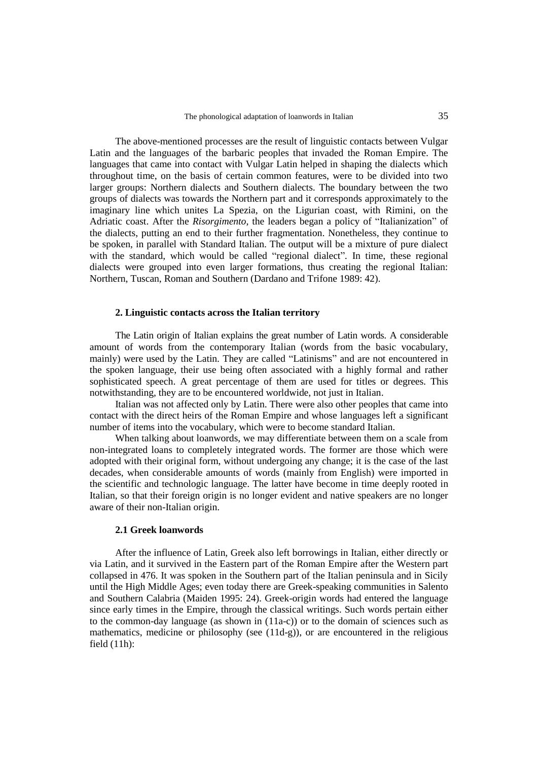The above-mentioned processes are the result of linguistic contacts between Vulgar Latin and the languages of the barbaric peoples that invaded the Roman Empire. The languages that came into contact with Vulgar Latin helped in shaping the dialects which throughout time, on the basis of certain common features, were to be divided into two larger groups: Northern dialects and Southern dialects. The boundary between the two groups of dialects was towards the Northern part and it corresponds approximately to the imaginary line which unites La Spezia, on the Ligurian coast, with Rimini, on the Adriatic coast. After the *Risorgimento*, the leaders began a policy of "Italianization" of the dialects, putting an end to their further fragmentation. Nonetheless, they continue to be spoken, in parallel with Standard Italian. The output will be a mixture of pure dialect with the standard, which would be called "regional dialect". In time, these regional dialects were grouped into even larger formations, thus creating the regional Italian: Northern, Tuscan, Roman and Southern (Dardano and Trifone 1989: 42).

### 2. Linguistic contacts across the Italian territory

The Latin origin of Italian explains the great number of Latin words. A considerable amount of words from the contemporary Italian (words from the basic vocabulary, mainly) were used by the Latin. They are called "Latinisms" and are not encountered in the spoken language, their use being often associated with a highly formal and rather sophisticated speech. A great percentage of them are used for titles or degrees. This notwithstanding, they are to be encountered worldwide, not just in Italian.

Italian was not affected only by Latin. There were also other peoples that came into contact with the direct heirs of the Roman Empire and whose languages left a significant number of items into the vocabulary, which were to become standard Italian.

When talking about loanwords, we may differentiate between them on a scale from non-integrated loans to completely integrated words. The former are those which were adopted with their original form, without undergoing any change; it is the case of the last decades, when considerable amounts of words (mainly from English) were imported in the scientific and technologic language. The latter have become in time deeply rooted in Italian, so that their foreign origin is no longer evident and native speakers are no longer aware of their non-Italian origin.

#### 2.1 Greek loanwords

After the influence of Latin, Greek also left borrowings in Italian, either directly or via Latin, and it survived in the Eastern part of the Roman Empire after the Western part collapsed in 476. It was spoken in the Southern part of the Italian peninsula and in Sicily until the High Middle Ages; even today there are Greek-speaking communities in Salento and Southern Calabria (Maiden 1995: 24). Greek-origin words had entered the language since early times in the Empire, through the classical writings. Such words pertain either to the common-day language (as shown in (11a-c)) or to the domain of sciences such as mathematics, medicine or philosophy (see (11d-g)), or are encountered in the religious field (11h):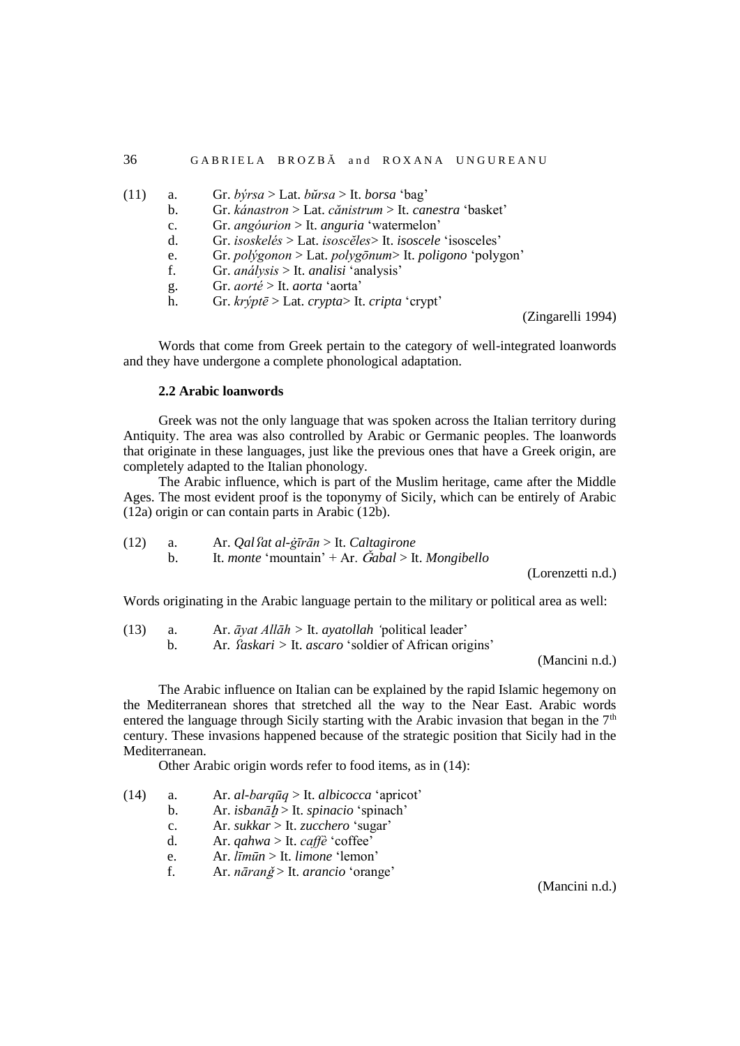(11) a. Gr. *býrsa* > Lat. *bŭrsa* > It. *borsa* 'bag'
     b. Gr. *kánastron* > Lat. *cănistrum* > It. *canestra* 'basket'
     c. Gr. *angóurion* > It. *anguria* 'watermelon'
     d. Gr. *isoskelés* > Lat. *isoscĕles*> It. *isoscele* 'isosceles'
     e. Gr. *polýgonon* > Lat. *polygōnum*> It. *poligono* 'polygon'
     f. Gr. *análysis* > It. *analisi* 'analysis'
     g. Gr. *aorté* > It. *aorta* 'aorta'
     h. Gr. *krýptē* > Lat. *crypta*> It. *cripta* 'crypt'

(Zingarelli 1994)

Words that come from Greek pertain to the category of well-integrated loanwords and they have undergone a complete phonological adaptation.

### 2.2 Arabic loanwords

Greek was not the only language that was spoken across the Italian territory during Antiquity. The area was also controlled by Arabic or Germanic peoples. The loanwords that originate in these languages, just like the previous ones that have a Greek origin, are completely adapted to the Italian phonology.

The Arabic influence, which is part of the Muslim heritage, came after the Middle Ages. The most evident proof is the toponymy of Sicily, which can be entirely of Arabic (12a) origin or can contain parts in Arabic (12b).

(12) a. Ar. *Qalʕat al-ġīrān* > It. *Caltagirone*
     b. It. *monte* 'mountain' + Ar. *Ǧabal* > It. *Mongibello*

(Lorenzetti n.d.)

Words originating in the Arabic language pertain to the military or political area as well:

(13) a. Ar. *āyat Allāh >* It. *ayatollah* 'political leader'
     b. Ar. *ʕaskari >* It. *ascaro* 'soldier of African origins'

(Mancini n.d.)

The Arabic influence on Italian can be explained by the rapid Islamic hegemony on the Mediterranean shores that stretched all the way to the Near East. Arabic words entered the language through Sicily starting with the Arabic invasion that began in the 7th century. These invasions happened because of the strategic position that Sicily had in the Mediterranean.

Other Arabic origin words refer to food items, as in (14):

(14) a. Ar. *al-barqūq* > It. *albicocca* 'apricot'
     b. Ar. *isbanāḫ* > It. *spinacio* 'spinach'
     c. Ar. *sukkar* > It. *zucchero* 'sugar'
     d. Ar. *qahwa* > It. *caffè* 'coffee'
     e. Ar. *līmūn* > It. *limone* 'lemon'
     f. Ar. *nāranǧ* > It. *arancio* 'orange'

(Mancini n.d.)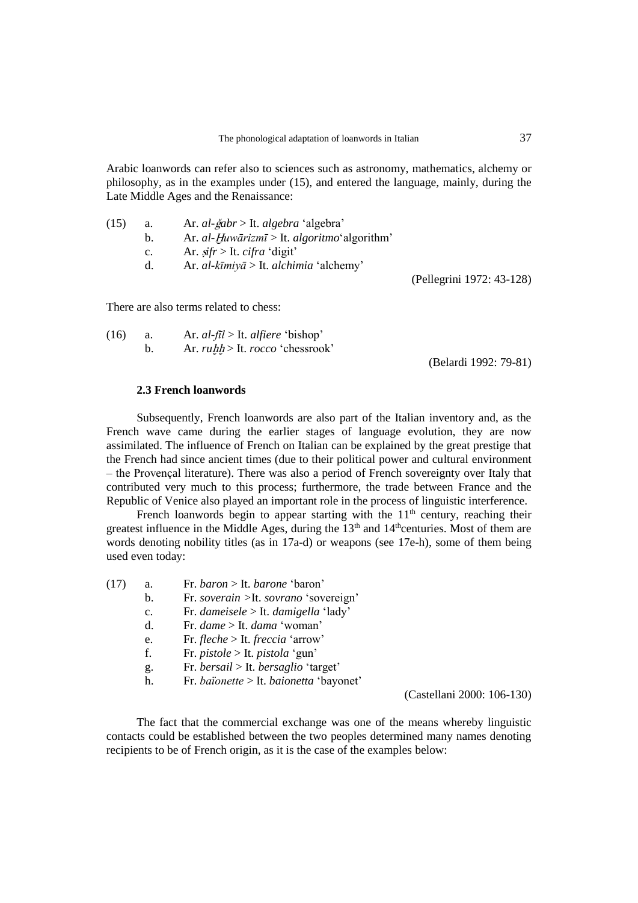Arabic loanwords can refer also to sciences such as astronomy, mathematics, alchemy or philosophy, as in the examples under (15), and entered the language, mainly, during the Late Middle Ages and the Renaissance:

(15) a. Ar. *al-ǧabr* > It. *algebra* 'algebra'
b. Ar. *al-Ḫuwārizmī* > It. *algoritmo*'algorithm'
c. Ar. *ṣifr* > It. *cifra* 'digit'
d. Ar. *al-kīmiyā* > It. *alchimia* 'alchemy'

(Pellegrini 1972: 43-128)

There are also terms related to chess:

(16) a. Ar. *al-fīl* > It. *alfiere* 'bishop'
b. Ar. *ruḫḫ* > It. *rocco* 'chessrook'

(Belardi 1992: 79-81)

### 2.3 French loanwords

Subsequently, French loanwords are also part of the Italian inventory and, as the French wave came during the earlier stages of language evolution, they are now assimilated. The influence of French on Italian can be explained by the great prestige that the French had since ancient times (due to their political power and cultural environment – the Provençal literature). There was also a period of French sovereignty over Italy that contributed very much to this process; furthermore, the trade between France and the Republic of Venice also played an important role in the process of linguistic interference.

French loanwords begin to appear starting with the 11th century, reaching their greatest influence in the Middle Ages, during the 13th and 14thcenturies. Most of them are words denoting nobility titles (as in 17a-d) or weapons (see 17e-h), some of them being used even today:

(17) a. Fr. *baron* > It. *barone* 'baron'
b. Fr. *soverain* >It. *sovrano* 'sovereign'
c. Fr. *dameisele* > It. *damigella* 'lady'
d. Fr. *dame* > It. *dama* 'woman'
e. Fr. *fleche* > It. *freccia* 'arrow'
f. Fr. *pistole* > It. *pistola* 'gun'
g. Fr. *bersail* > It. *bersaglio* 'target'
h. Fr. *baïonette* > It. *baionetta* 'bayonet'

(Castellani 2000: 106-130)

The fact that the commercial exchange was one of the means whereby linguistic contacts could be established between the two peoples determined many names denoting recipients to be of French origin, as it is the case of the examples below: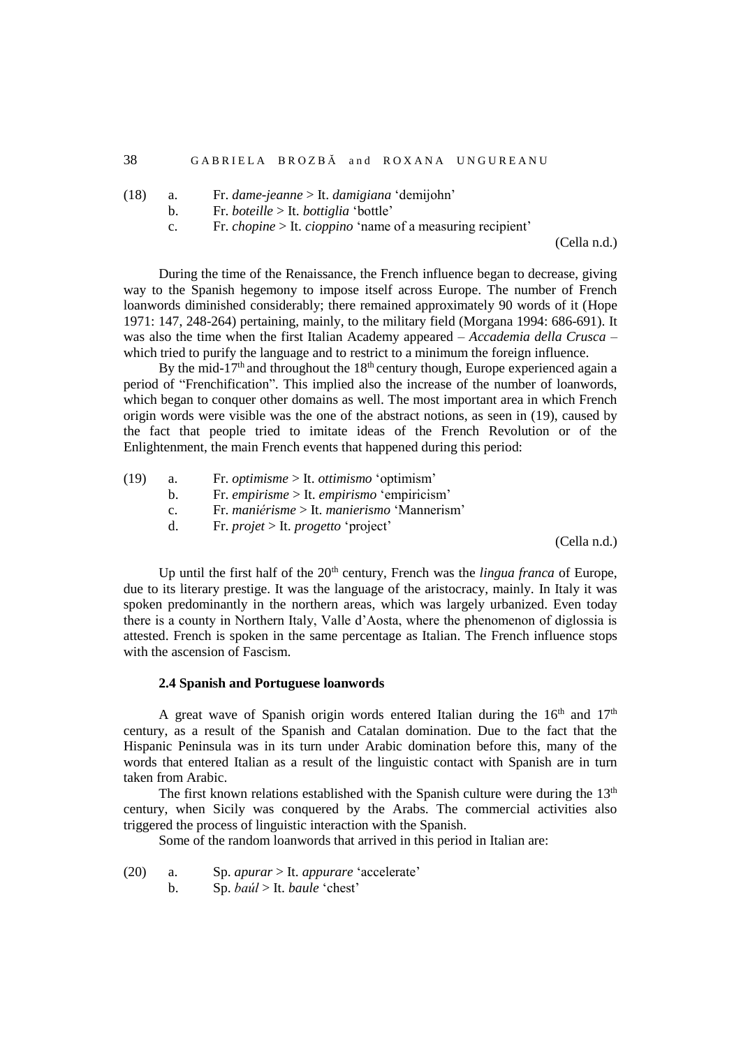(18) a. Fr. *dame-jeanne* > It. *damigiana* 'demijohn'
b. Fr. *boteille* > It. *bottiglia* 'bottle'
c. Fr. *chopine* > It. *cioppino* 'name of a measuring recipient'

(Cella n.d.)

During the time of the Renaissance, the French influence began to decrease, giving way to the Spanish hegemony to impose itself across Europe. The number of French loanwords diminished considerably; there remained approximately 90 words of it (Hope 1971: 147, 248-264) pertaining, mainly, to the military field (Morgana 1994: 686-691). It was also the time when the first Italian Academy appeared – *Accademia della Crusca* – which tried to purify the language and to restrict to a minimum the foreign influence.

By the mid-17th and throughout the 18th century though, Europe experienced again a period of "Frenchification". This implied also the increase of the number of loanwords, which began to conquer other domains as well. The most important area in which French origin words were visible was the one of the abstract notions, as seen in (19), caused by the fact that people tried to imitate ideas of the French Revolution or of the Enlightenment, the main French events that happened during this period:

(19) a. Fr. *optimisme* > It. *ottimismo* 'optimism'
b. Fr. *empirisme* > It. *empirismo* 'empiricism'
c. Fr. *maniérisme* > It. *manierismo* 'Mannerism'
d. Fr. *projet* > It. *progetto* 'project'

(Cella n.d.)

Up until the first half of the 20th century, French was the *lingua franca* of Europe, due to its literary prestige. It was the language of the aristocracy, mainly. In Italy it was spoken predominantly in the northern areas, which was largely urbanized. Even today there is a county in Northern Italy, Valle d'Aosta, where the phenomenon of diglossia is attested. French is spoken in the same percentage as Italian. The French influence stops with the ascension of Fascism.

### 2.4 Spanish and Portuguese loanwords

A great wave of Spanish origin words entered Italian during the 16th and 17th century, as a result of the Spanish and Catalan domination. Due to the fact that the Hispanic Peninsula was in its turn under Arabic domination before this, many of the words that entered Italian as a result of the linguistic contact with Spanish are in turn taken from Arabic.

The first known relations established with the Spanish culture were during the 13th century, when Sicily was conquered by the Arabs. The commercial activities also triggered the process of linguistic interaction with the Spanish.

Some of the random loanwords that arrived in this period in Italian are:

(20) a. Sp. *apurar* > It. *appurare* 'accelerate'
b. Sp. *baúl* > It. *baule* 'chest'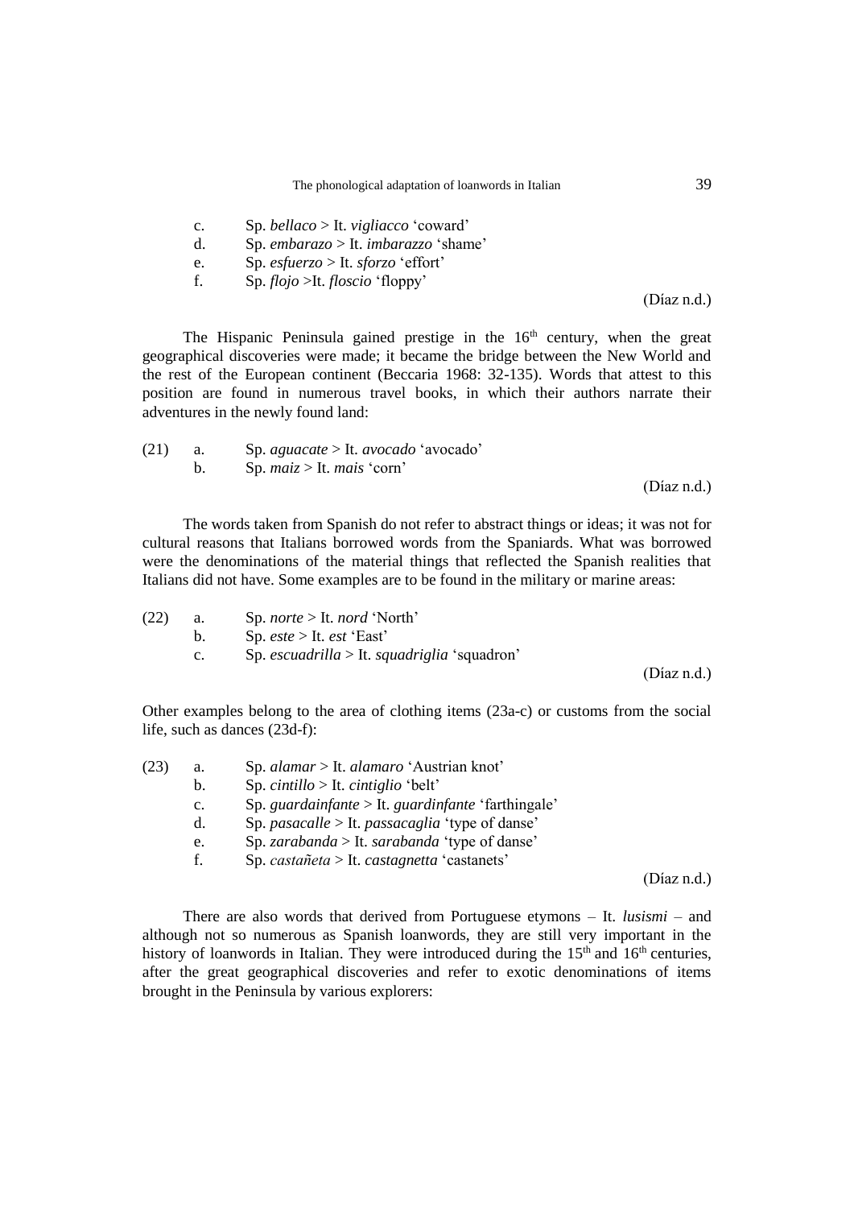c. Sp. *bellaco* > It. *vigliacco* 'coward'
d. Sp. *embarazo* > It. *imbarazzo* 'shame'
e. Sp. *esfuerzo* > It. *sforzo* 'effort'
f. Sp. *flojo* >It. *floscio* 'floppy'

(Díaz n.d.)

The Hispanic Peninsula gained prestige in the 16th century, when the great geographical discoveries were made; it became the bridge between the New World and the rest of the European continent (Beccaria 1968: 32-135). Words that attest to this position are found in numerous travel books, in which their authors narrate their adventures in the newly found land:

(21) a. Sp. *aguacate* > It. *avocado* 'avocado'
b. Sp. *maiz* > It. *mais* 'corn'

(Díaz n.d.)

The words taken from Spanish do not refer to abstract things or ideas; it was not for cultural reasons that Italians borrowed words from the Spaniards. What was borrowed were the denominations of the material things that reflected the Spanish realities that Italians did not have. Some examples are to be found in the military or marine areas:

(22) a. Sp. *norte* > It. *nord* 'North'
b. Sp. *este* > It. *est* 'East'
c. Sp. *escuadrilla* > It. *squadriglia* 'squadron'

(Díaz n.d.)

Other examples belong to the area of clothing items (23a-c) or customs from the social life, such as dances (23d-f):

(23) a. Sp. *alamar* > It. *alamaro* 'Austrian knot'
b. Sp. *cintillo* > It. *cintiglio* 'belt'
c. Sp. *guardainfante* > It. *guardinfante* 'farthingale'
d. Sp. *pasacalle* > It. *passacaglia* 'type of danse'
e. Sp. *zarabanda* > It. *sarabanda* 'type of danse'
f. Sp. *castañeta* > It. *castagnetta* 'castanets'

(Díaz n.d.)

There are also words that derived from Portuguese etymons – It. *lusismi* – and although not so numerous as Spanish loanwords, they are still very important in the history of loanwords in Italian. They were introduced during the 15th and 16th centuries, after the great geographical discoveries and refer to exotic denominations of items brought in the Peninsula by various explorers: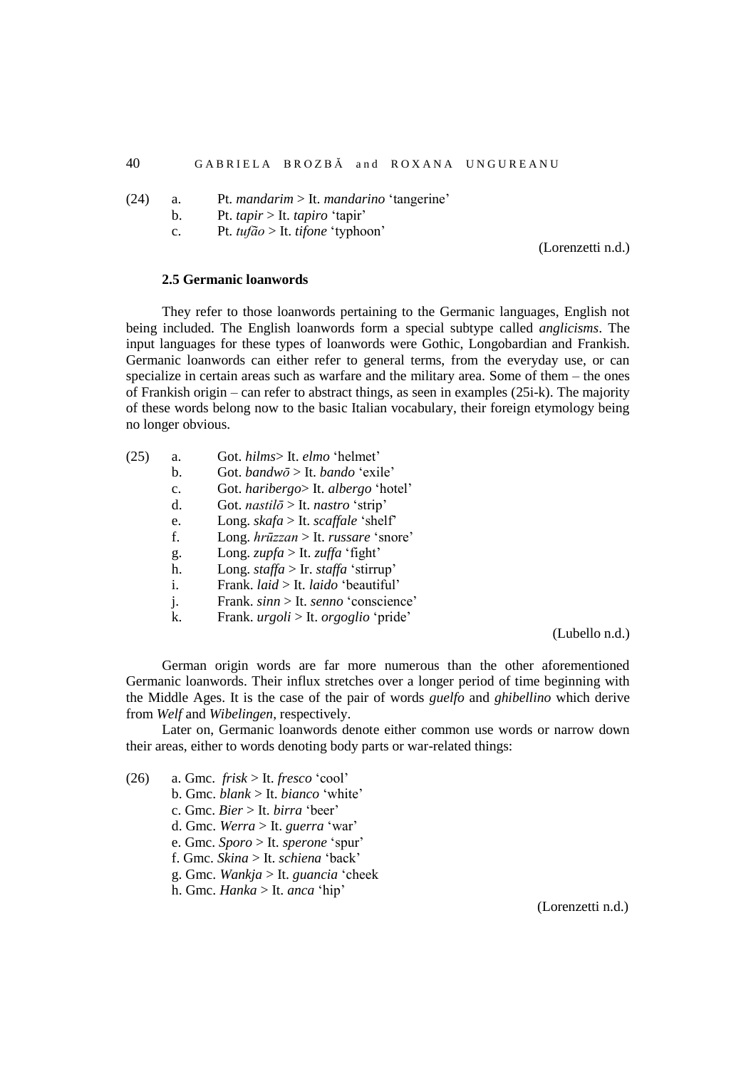(24) a. Pt. *mandarim* > It. *mandarino* 'tangerine'
b. Pt. *tapir* > It. *tapiro* 'tapir'
c. Pt. *tufão* > It. *tifone* 'typhoon'

(Lorenzetti n.d.)

### 2.5 Germanic loanwords

They refer to those loanwords pertaining to the Germanic languages, English not being included. The English loanwords form a special subtype called *anglicisms*. The input languages for these types of loanwords were Gothic, Longobardian and Frankish. Germanic loanwords can either refer to general terms, from the everyday use, or can specialize in certain areas such as warfare and the military area. Some of them – the ones of Frankish origin – can refer to abstract things, as seen in examples (25i-k). The majority of these words belong now to the basic Italian vocabulary, their foreign etymology being no longer obvious.

(25) a. Got. *hilms*> It. *elmo* 'helmet'
b. Got. *bandwō* > It. *bando* 'exile'
c. Got. *haribergo*> It. *albergo* 'hotel'
d. Got. *nastilō* > It. *nastro* 'strip'
e. Long. *skafa* > It. *scaffale* 'shelf'
f. Long. *hrūzzan* > It. *russare* 'snore'
g. Long. *zupfa* > It. *zuffa* 'fight'
h. Long. *staffa* > Ir. *staffa* 'stirrup'
i. Frank. *laid* > It. *laido* 'beautiful'
j. Frank. *sinn* > It. *senno* 'conscience'
k. Frank. *urgoli* > It. *orgoglio* 'pride'

(Lubello n.d.)

German origin words are far more numerous than the other aforementioned Germanic loanwords. Their influx stretches over a longer period of time beginning with the Middle Ages. It is the case of the pair of words *guelfo* and *ghibellino* which derive from *Welf* and *Wibelingen*, respectively.

Later on, Germanic loanwords denote either common use words or narrow down their areas, either to words denoting body parts or war-related things:

(26) a. Gmc. *frisk* > It. *fresco* 'cool'
b. Gmc. *blank* > It. *bianco* 'white'
c. Gmc. *Bier* > It. *birra* 'beer'
d. Gmc. *Werra* > It. *guerra* 'war'
e. Gmc. *Sporo* > It. *sperone* 'spur'
f. Gmc. *Skina* > It. *schiena* 'back'
g. Gmc. *Wankja* > It. *guancia* 'cheek
h. Gmc. *Hanka* > It. *anca* 'hip'

(Lorenzetti n.d.)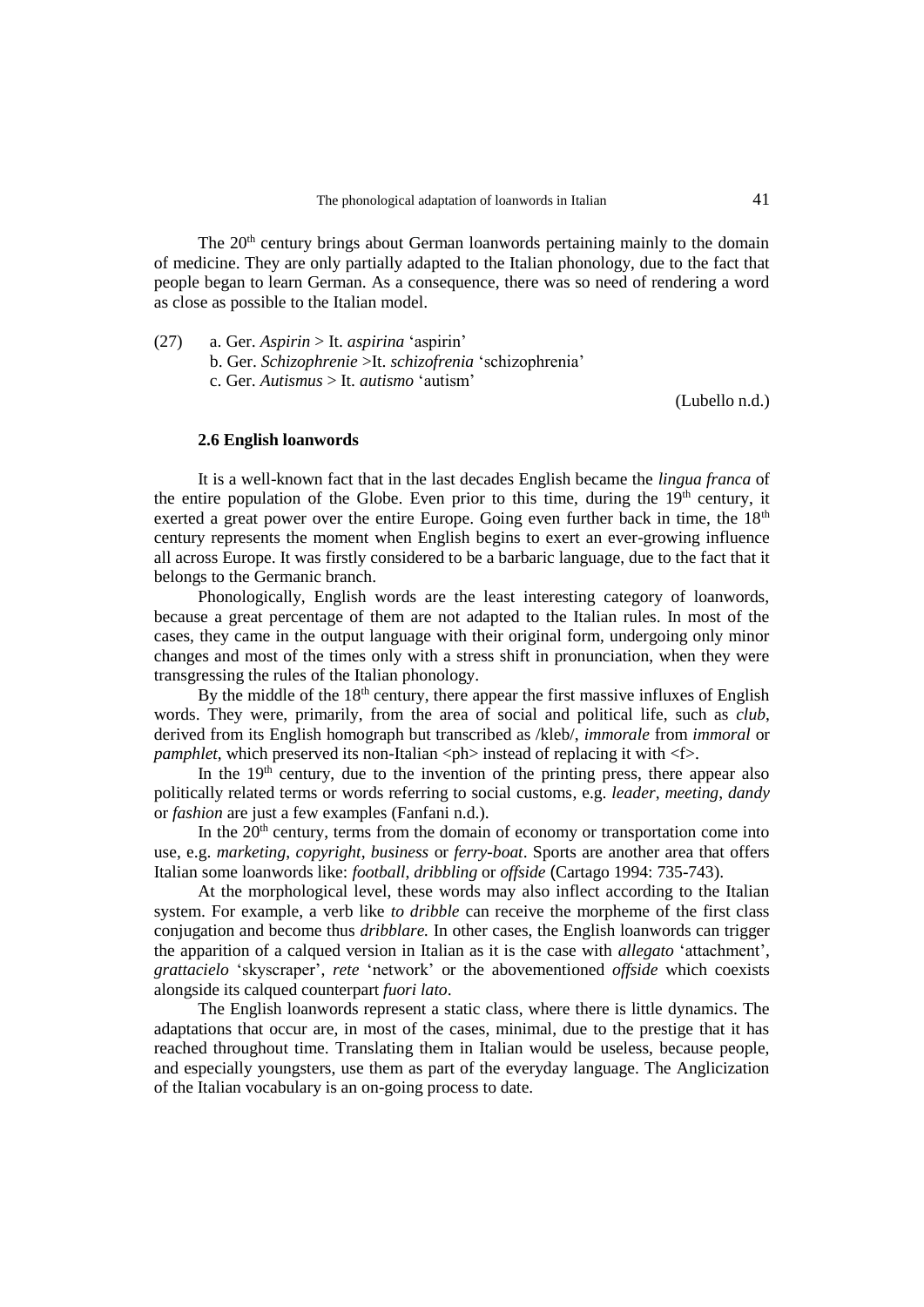The 20th century brings about German loanwords pertaining mainly to the domain of medicine. They are only partially adapted to the Italian phonology, due to the fact that people began to learn German. As a consequence, there was so need of rendering a word as close as possible to the Italian model.

(27) a. Ger. *Aspirin* > It. *aspirina* 'aspirin'
b. Ger. *Schizophrenie* >It. *schizofrenia* 'schizophrenia'
c. Ger. *Autismus* > It. *autismo* 'autism'

(Lubello n.d.)

### 2.6 English loanwords

It is a well-known fact that in the last decades English became the *lingua franca* of the entire population of the Globe. Even prior to this time, during the 19th century, it exerted a great power over the entire Europe. Going even further back in time, the 18th century represents the moment when English begins to exert an ever-growing influence all across Europe. It was firstly considered to be a barbaric language, due to the fact that it belongs to the Germanic branch.

Phonologically, English words are the least interesting category of loanwords, because a great percentage of them are not adapted to the Italian rules. In most of the cases, they came in the output language with their original form, undergoing only minor changes and most of the times only with a stress shift in pronunciation, when they were transgressing the rules of the Italian phonology.

By the middle of the 18th century, there appear the first massive influxes of English words. They were, primarily, from the area of social and political life, such as *club*, derived from its English homograph but transcribed as /kleb/, *immorale* from *immoral* or *pamphlet*, which preserved its non-Italian <ph> instead of replacing it with <f>.

In the 19th century, due to the invention of the printing press, there appear also politically related terms or words referring to social customs, e.g. *leader*, *meeting*, *dandy* or *fashion* are just a few examples (Fanfani n.d.).

In the 20th century, terms from the domain of economy or transportation come into use, e.g. *marketing*, *copyright*, *business* or *ferry-boat*. Sports are another area that offers Italian some loanwords like: *football*, *dribbling* or *offside* (Cartago 1994: 735-743).

At the morphological level, these words may also inflect according to the Italian system. For example, a verb like *to dribble* can receive the morpheme of the first class conjugation and become thus *dribblare.* In other cases, the English loanwords can trigger the apparition of a calqued version in Italian as it is the case with *allegato* 'attachment', *grattacielo* 'skyscraper', *rete* 'network' or the abovementioned *offside* which coexists alongside its calqued counterpart *fuori lato*.

The English loanwords represent a static class, where there is little dynamics. The adaptations that occur are, in most of the cases, minimal, due to the prestige that it has reached throughout time. Translating them in Italian would be useless, because people, and especially youngsters, use them as part of the everyday language. The Anglicization of the Italian vocabulary is an on-going process to date.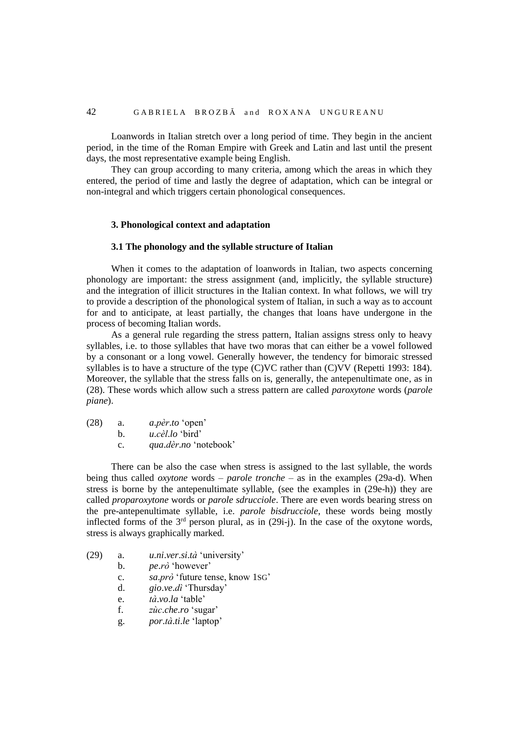Loanwords in Italian stretch over a long period of time. They begin in the ancient period, in the time of the Roman Empire with Greek and Latin and last until the present days, the most representative example being English.

They can group according to many criteria, among which the areas in which they entered, the period of time and lastly the degree of adaptation, which can be integral or non-integral and which triggers certain phonological consequences.

### 3. Phonological context and adaptation

#### 3.1 The phonology and the syllable structure of Italian

When it comes to the adaptation of loanwords in Italian, two aspects concerning phonology are important: the stress assignment (and, implicitly, the syllable structure) and the integration of illicit structures in the Italian context. In what follows, we will try to provide a description of the phonological system of Italian, in such a way as to account for and to anticipate, at least partially, the changes that loans have undergone in the process of becoming Italian words.

As a general rule regarding the stress pattern, Italian assigns stress only to heavy syllables, i.e. to those syllables that have two moras that can either be a vowel followed by a consonant or a long vowel. Generally however, the tendency for bimoraic stressed syllables is to have a structure of the type (C)VC rather than (C)VV (Repetti 1993: 184). Moreover, the syllable that the stress falls on is, generally, the antepenultimate one, as in (28). These words which allow such a stress pattern are called *paroxytone* words (*parole piane*).

(28) a. *a.pèr.to* 'open'
   b. *u.cèl.lo* 'bird'
   c. *qua.dèr.no* 'notebook'

There can be also the case when stress is assigned to the last syllable, the words being thus called *oxytone* words – *parole tronche* – as in the examples (29a-d). When stress is borne by the antepenultimate syllable, (see the examples in (29e-h)) they are called *proparoxytone* words or *parole sdrucciole*. There are even words bearing stress on the pre-antepenultimate syllable, i.e. *parole bisdrucciole*, these words being mostly inflected forms of the 3rd person plural, as in (29i-j). In the case of the oxytone words, stress is always graphically marked.

(29) a. *u.ni.ver.si.tà* 'university'
   b. *pe.rò* 'however'
   c. *sa.prò* 'future tense, know 1SG'
   d. *gio.ve.dì* 'Thursday'
   e. *tà.vo.la* 'table'
   f. *zùc.che.ro* 'sugar'
   g. *por.tà.ti.le* 'laptop'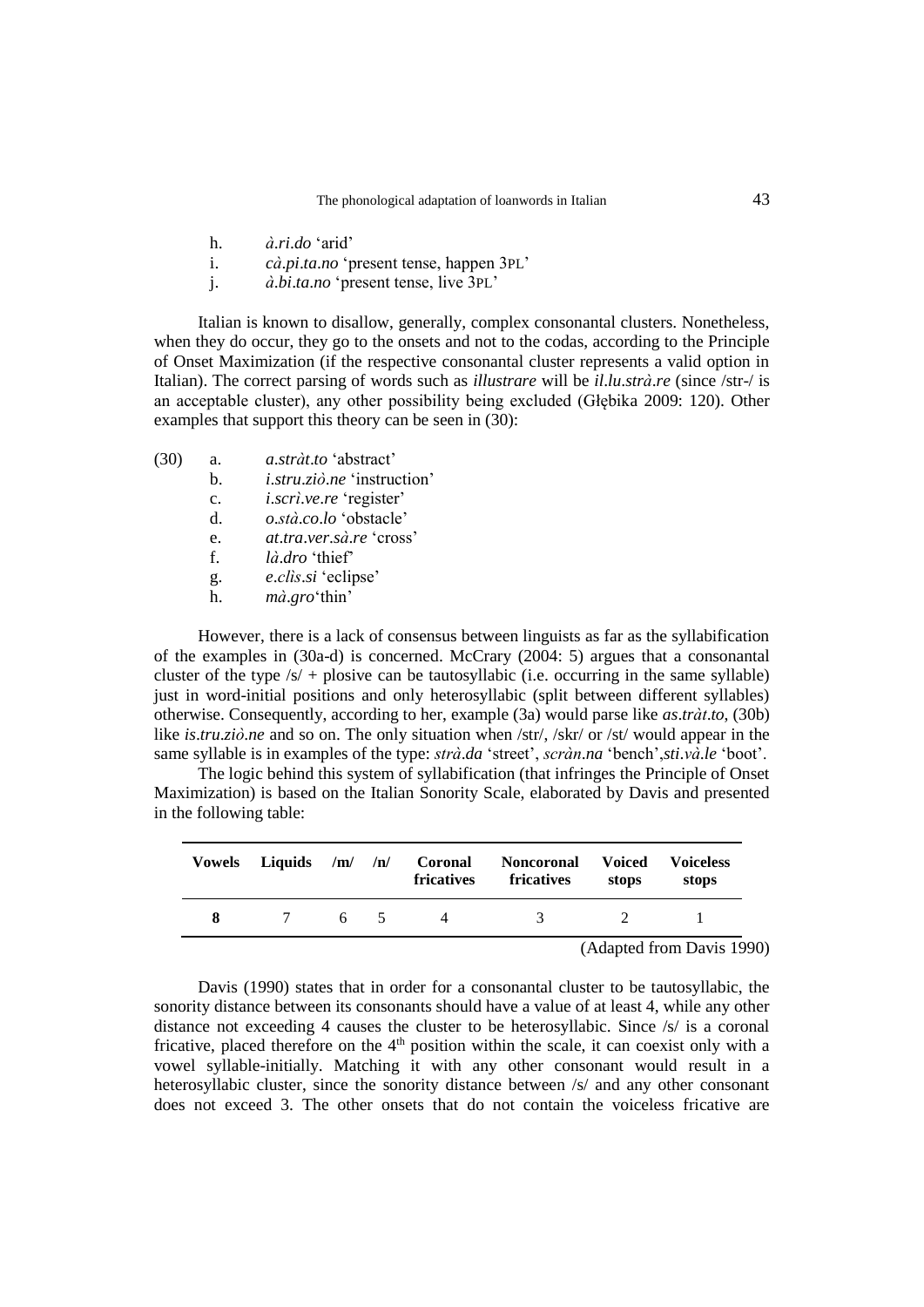h. *à.ri.do* 'arid'
i. *cà.pi.ta.no* 'present tense, happen 3PL'
j. *à.bi.ta.no* 'present tense, live 3PL'

Italian is known to disallow, generally, complex consonantal clusters. Nonetheless, when they do occur, they go to the onsets and not to the codas, according to the Principle of Onset Maximization (if the respective consonantal cluster represents a valid option in Italian). The correct parsing of words such as *illustrare* will be *il.lu.strà.re* (since /str-/ is an acceptable cluster), any other possibility being excluded (Głębika 2009: 120). Other examples that support this theory can be seen in (30):

(30)
a. *a.stràt.to* 'abstract'
b. *i.stru.ziò.ne* 'instruction'
c. *i.scrì.ve.re* 'register'
d. *o.stà.co.lo* 'obstacle'
e. *at.tra.ver.sà.re* 'cross'
f. *là.dro* 'thief'
g. *e.clìs.si* 'eclipse'
h. *mà.gro*'thin'

However, there is a lack of consensus between linguists as far as the syllabification of the examples in (30a-d) is concerned. McCrary (2004: 5) argues that a consonantal cluster of the type /s/ + plosive can be tautosyllabic (i.e. occurring in the same syllable) just in word-initial positions and only heterosyllabic (split between different syllables) otherwise. Consequently, according to her, example (3a) would parse like *as.tràt.to*, (30b) like *is.tru.ziò.ne* and so on. The only situation when /str/, /skr/ or /st/ would appear in the same syllable is in examples of the type: *strà.da* 'street', *scràn.na* 'bench',*sti.và.le* 'boot'.

The logic behind this system of syllabification (that infringes the Principle of Onset Maximization) is based on the Italian Sonority Scale, elaborated by Davis and presented in the following table:

| Vowels | Liquids | /m/ | /n/ | Coronal fricatives | Noncoronal fricatives | Voiced stops | Voiceless stops |
|---|---|---|---|---|---|---|---|
| **8** | 7 | 6 | 5 | 4 | 3 | 2 | 1 |

(Adapted from Davis 1990)

Davis (1990) states that in order for a consonantal cluster to be tautosyllabic, the sonority distance between its consonants should have a value of at least 4, while any other distance not exceeding 4 causes the cluster to be heterosyllabic. Since /s/ is a coronal fricative, placed therefore on the 4th position within the scale, it can coexist only with a vowel syllable-initially. Matching it with any other consonant would result in a heterosyllabic cluster, since the sonority distance between /s/ and any other consonant does not exceed 3. The other onsets that do not contain the voiceless fricative are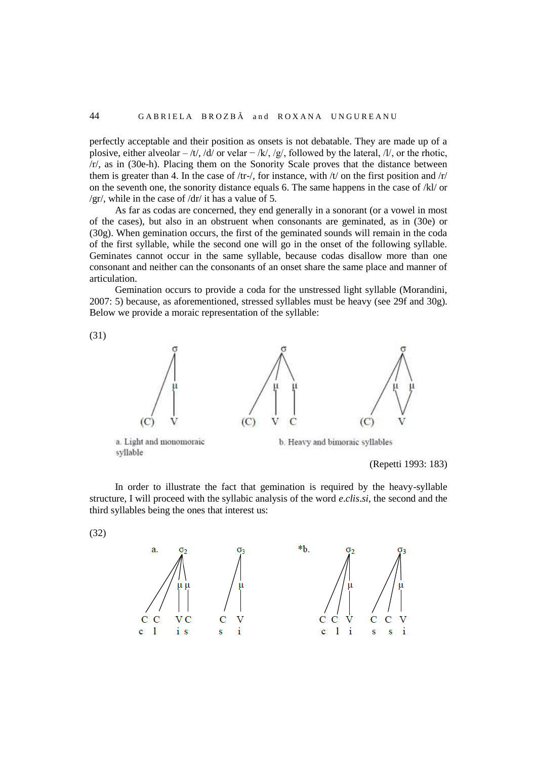perfectly acceptable and their position as onsets is not debatable. They are made up of a plosive, either alveolar – /t/, /d/ or velar − /k/, /g/, followed by the lateral, /l/, or the rhotic, /r/, as in (30e-h). Placing them on the Sonority Scale proves that the distance between them is greater than 4. In the case of /tr-/, for instance, with /t/ on the first position and /r/ on the seventh one, the sonority distance equals 6. The same happens in the case of /kl/ or /gr/, while in the case of /dr/ it has a value of 5.

As far as codas are concerned, they end generally in a sonorant (or a vowel in most of the cases), but also in an obstruent when consonants are geminated, as in (30e) or (30g). When gemination occurs, the first of the geminated sounds will remain in the coda of the first syllable, while the second one will go in the onset of the following syllable. Geminates cannot occur in the same syllable, because codas disallow more than one consonant and neither can the consonants of an onset share the same place and manner of articulation.

Gemination occurs to provide a coda for the unstressed light syllable (Morandini, 2007: 5) because, as aforementioned, stressed syllables must be heavy (see 29f and 30g). Below we provide a moraic representation of the syllable:

(31)

```
      σ                 σ                  σ
      |               / | \              / |\
      μ              /  μ  μ            /  μ μ
     /|             /   |  |           /    \/
  (C) V          (C)    V  C        (C)     V
```

a. Light and monomoraic syllable

b. Heavy and bimoraic syllables

(Repetti 1993: 183)

In order to illustrate the fact that gemination is required by the heavy-syllable structure, I will proceed with the syllabic analysis of the word *e.clis.si*, the second and the third syllables being the ones that interest us:

(32)

```
a.    σ2          σ3          *b.   σ2          σ3
     //\\         /|                //|         //|
    // μ μ       / μ               // μ        // μ
   //  | |      /  |              //  |       //  |
  C C  V C     C   V             C C  V      C C  V
  c l  i s     s   i             c l  i      s s  i
```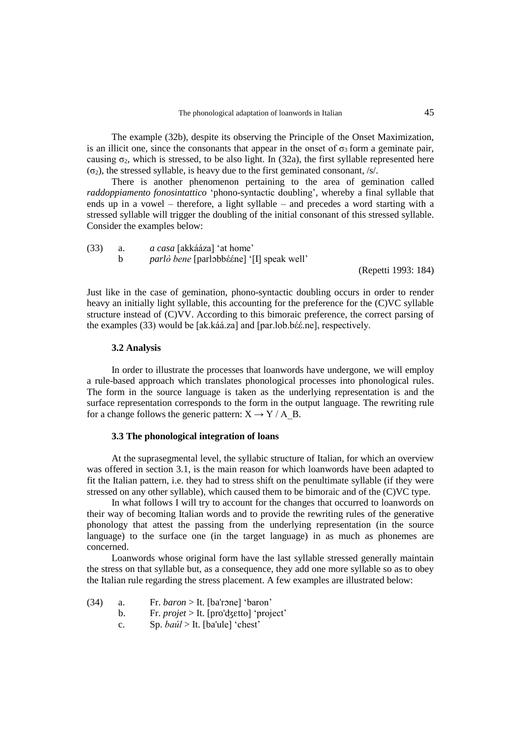The example (32b), despite its observing the Principle of the Onset Maximization, is an illicit one, since the consonants that appear in the onset of $\sigma_3$ form a geminate pair, causing $\sigma_2$, which is stressed, to be also light. In (32a), the first syllable represented here ($\sigma_2$), the stressed syllable, is heavy due to the first geminated consonant, /s/.

There is another phenomenon pertaining to the area of gemination called *raddoppiamento fonosintattico* 'phono-syntactic doubling', whereby a final syllable that ends up in a vowel – therefore, a light syllable – and precedes a word starting with a stressed syllable will trigger the doubling of the initial consonant of this stressed syllable. Consider the examples below:

(33) a. *a casa* [akkááza] 'at home'
  b *parlò bene* [parlɔbbɛ́ɛ́ne] '[I] speak well'

(Repetti 1993: 184)

Just like in the case of gemination, phono-syntactic doubling occurs in order to render heavy an initially light syllable, this accounting for the preference for the (C)VC syllable structure instead of (C)VV. According to this bimoraic preference, the correct parsing of the examples (33) would be [ak.káá.za] and [par.lob.bɛ́ɛ́.ne], respectively.

### 3.2 Analysis

In order to illustrate the processes that loanwords have undergone, we will employ a rule-based approach which translates phonological processes into phonological rules. The form in the source language is taken as the underlying representation is and the surface representation corresponds to the form in the output language. The rewriting rule for a change follows the generic pattern: $X \rightarrow Y$ / A_B.

### 3.3 The phonological integration of loans

At the suprasegmental level, the syllabic structure of Italian, for which an overview was offered in section 3.1, is the main reason for which loanwords have been adapted to fit the Italian pattern, i.e. they had to stress shift on the penultimate syllable (if they were stressed on any other syllable), which caused them to be bimoraic and of the (C)VC type.

In what follows I will try to account for the changes that occurred to loanwords on their way of becoming Italian words and to provide the rewriting rules of the generative phonology that attest the passing from the underlying representation (in the source language) to the surface one (in the target language) in as much as phonemes are concerned.

Loanwords whose original form have the last syllable stressed generally maintain the stress on that syllable but, as a consequence, they add one more syllable so as to obey the Italian rule regarding the stress placement. A few examples are illustrated below:

(34) a. Fr. *baron* > It. [ba'rɔne] 'baron'
  b. Fr. *projet* > It. [pro'ʤɛtto] 'project'
  c. Sp. *baúl* > It. [ba'ule] 'chest'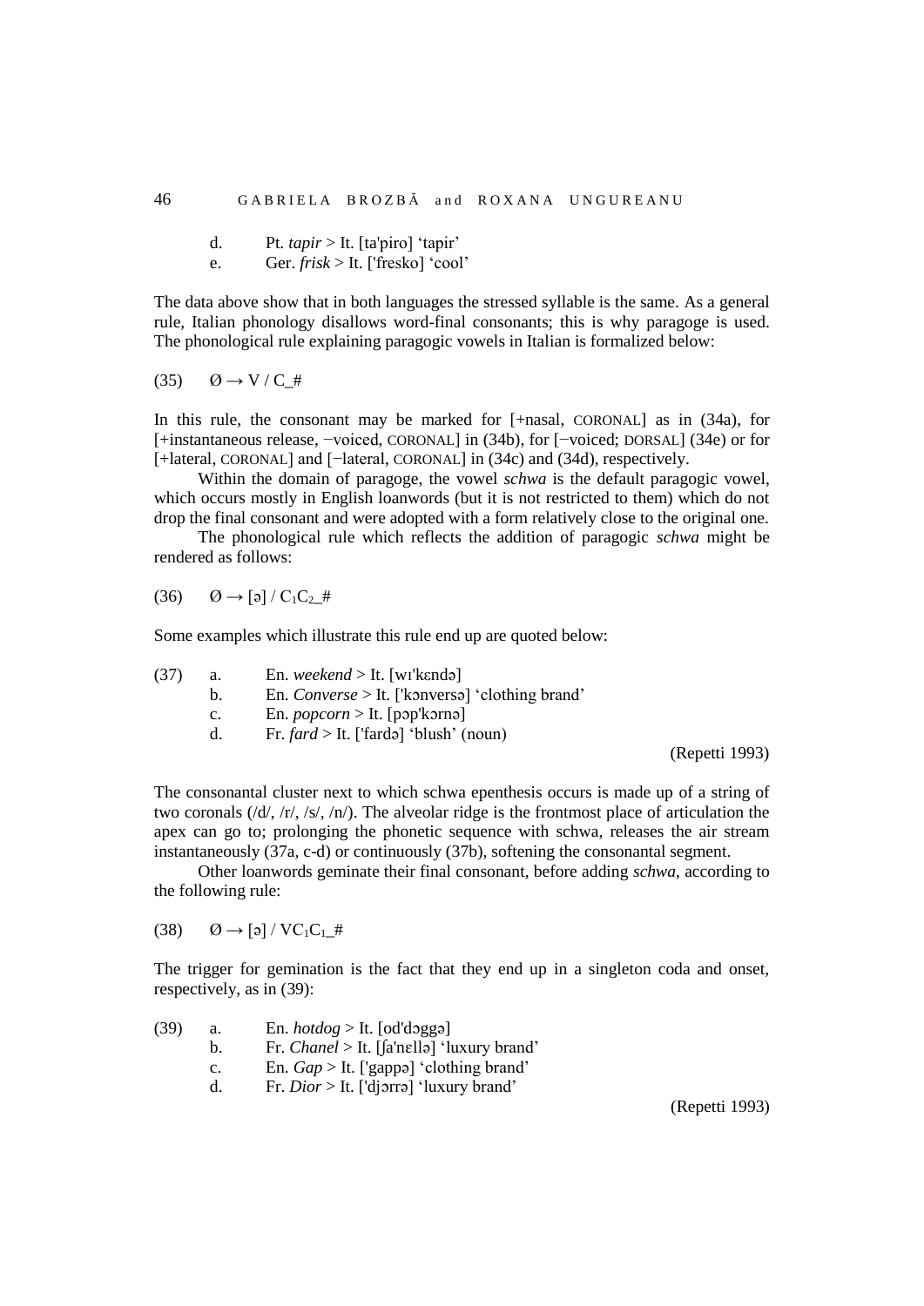d. Pt. *tapir* > It. [ta'piro] 'tapir'
e. Ger. *frisk* > It. ['fresko] 'cool'

The data above show that in both languages the stressed syllable is the same. As a general rule, Italian phonology disallows word-final consonants; this is why paragoge is used. The phonological rule explaining paragogic vowels in Italian is formalized below:

(35) $\emptyset \rightarrow V / C\_\#$

In this rule, the consonant may be marked for [+nasal, CORONAL] as in (34a), for [+instantaneous release, −voiced, CORONAL] in (34b), for [−voiced; DORSAL] (34e) or for [+lateral, CORONAL] and [−lateral, CORONAL] in (34c) and (34d), respectively.

Within the domain of paragoge, the vowel *schwa* is the default paragogic vowel, which occurs mostly in English loanwords (but it is not restricted to them) which do not drop the final consonant and were adopted with a form relatively close to the original one.

The phonological rule which reflects the addition of paragogic *schwa* might be rendered as follows:

(36) $\emptyset \rightarrow [ə] / C_1C_2\_\#$

Some examples which illustrate this rule end up are quoted below:

(37) a. En. *weekend* > It. [wɪ'kɛndə]
b. En. *Converse* > It. ['kɔnversə] 'clothing brand'
c. En. *popcorn* > It. [pɔp'kɔrnə]
d. Fr. *fard* > It. ['fardə] 'blush' (noun)

(Repetti 1993)

The consonantal cluster next to which schwa epenthesis occurs is made up of a string of two coronals (/d/, /r/, /s/, /n/). The alveolar ridge is the frontmost place of articulation the apex can go to; prolonging the phonetic sequence with schwa, releases the air stream instantaneously (37a, c-d) or continuously (37b), softening the consonantal segment.

Other loanwords geminate their final consonant, before adding *schwa*, according to the following rule:

(38) $\emptyset \rightarrow [ə] / VC_1C_1\_\#$

The trigger for gemination is the fact that they end up in a singleton coda and onset, respectively, as in (39):

(39) a. En. *hotdog* > It. [od'dɔggə]
b. Fr. *Chanel* > It. [ʃa'nɛllə] 'luxury brand'
c. En. *Gap* > It. ['gappə] 'clothing brand'
d. Fr. *Dior* > It. ['djɔrrə] 'luxury brand'

(Repetti 1993)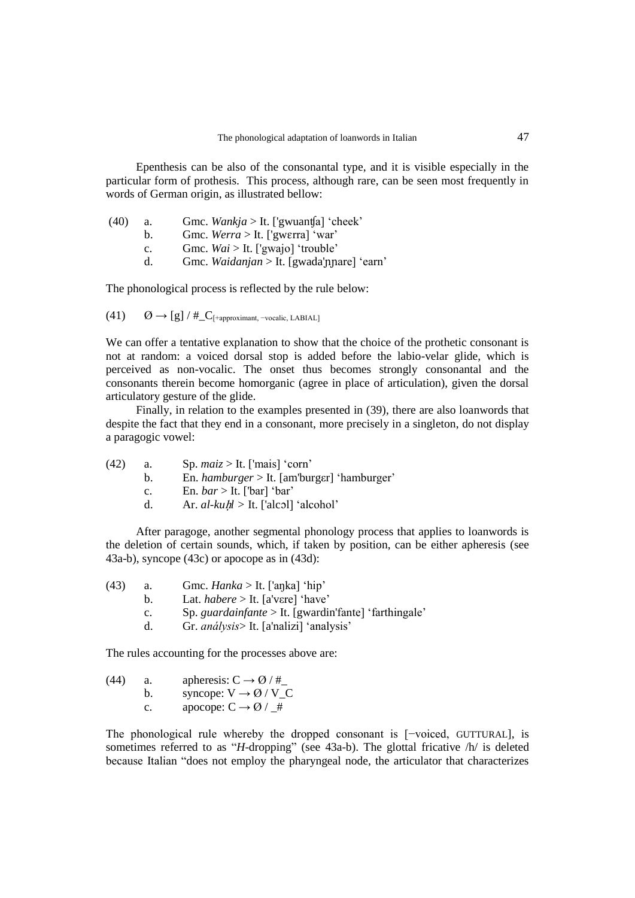Epenthesis can be also of the consonantal type, and it is visible especially in the particular form of prothesis. This process, although rare, can be seen most frequently in words of German origin, as illustrated bellow:

(40) a. Gmc. *Wankja* > It. ['gwuantʃa] 'cheek'
b. Gmc. *Werra* > It. ['gwɛrra] 'war'
c. Gmc. *Wai* > It. ['gwajo] 'trouble'
d. Gmc. *Waidanjan* > It. [gwada'ɲɲare] 'earn'

The phonological process is reflected by the rule below:

(41) $\varnothing \rightarrow [g] \ / \ \#\_C_{[+\text{approximant}, -\text{vocalic}, \text{LABIAL}]}$

We can offer a tentative explanation to show that the choice of the prothetic consonant is not at random: a voiced dorsal stop is added before the labio-velar glide, which is perceived as non-vocalic. The onset thus becomes strongly consonantal and the consonants therein become homorganic (agree in place of articulation), given the dorsal articulatory gesture of the glide.

Finally, in relation to the examples presented in (39), there are also loanwords that despite the fact that they end in a consonant, more precisely in a singleton, do not display a paragogic vowel:

(42) a. Sp. *maiz* > It. ['mais] 'corn'
b. En. *hamburger* > It. [am'burgɛr] 'hamburger'
c. En. *bar* > It. ['bar] 'bar'
d. Ar. *al-kuḥl* > It. ['alcɔl] 'alcohol'

After paragoge, another segmental phonology process that applies to loanwords is the deletion of certain sounds, which, if taken by position, can be either apheresis (see 43a-b), syncope (43c) or apocope as in (43d):

(43) a. Gmc. *Hanka* > It. ['aŋka] 'hip'
b. Lat. *habere* > It. [a'vɛre] 'have'
c. Sp. *guardainfante* > It. [gwardin'fante] 'farthingale'
d. Gr. *análysis*> It. [a'nalizi] 'analysis'

The rules accounting for the processes above are:

(44) a. apheresis: $C \rightarrow \varnothing \ / \ \#\_$
b. syncope: $V \rightarrow \varnothing \ / \ V\_C$
c. apocope: $C \rightarrow \varnothing \ / \ \_\#$

The phonological rule whereby the dropped consonant is [−voiced, GUTTURAL], is sometimes referred to as "*H*-dropping" (see 43a-b). The glottal fricative /h/ is deleted because Italian "does not employ the pharyngeal node, the articulator that characterizes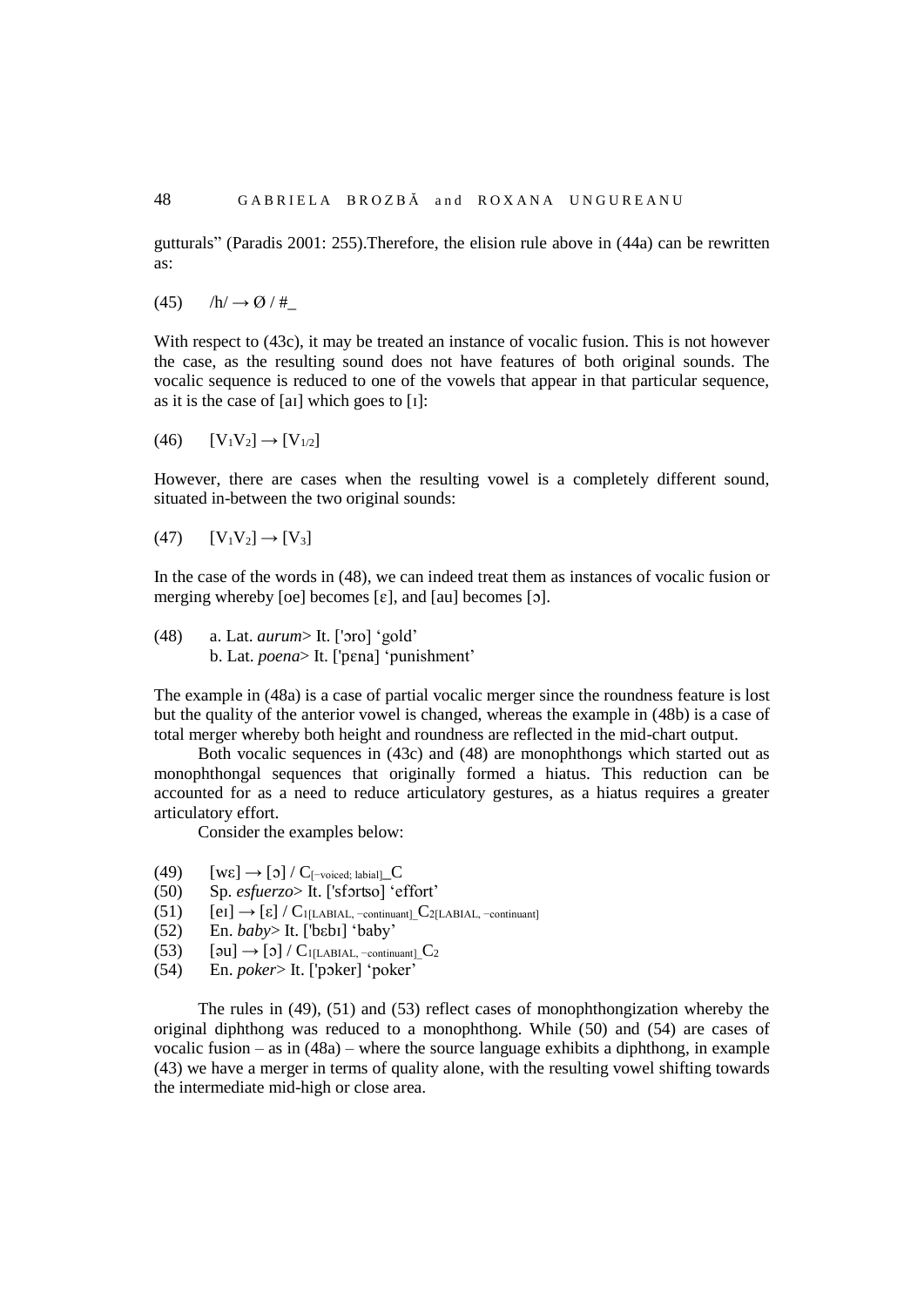gutturals" (Paradis 2001: 255).Therefore, the elision rule above in (44a) can be rewritten as:

(45) /h/ → Ø / #_

With respect to (43c), it may be treated an instance of vocalic fusion. This is not however the case, as the resulting sound does not have features of both original sounds. The vocalic sequence is reduced to one of the vowels that appear in that particular sequence, as it is the case of [aɪ] which goes to [ɪ]:

(46) $[V_1V_2] \rightarrow [V_{1/2}]$

However, there are cases when the resulting vowel is a completely different sound, situated in-between the two original sounds:

(47) $[V_1V_2] \rightarrow [V_3]$

In the case of the words in (48), we can indeed treat them as instances of vocalic fusion or merging whereby [oe] becomes [ɛ], and [au] becomes [ɔ].

(48) a. Lat. *aurum*> It. ['ɔro] 'gold'
b. Lat. *poena*> It. ['pɛna] 'punishment'

The example in (48a) is a case of partial vocalic merger since the roundness feature is lost but the quality of the anterior vowel is changed, whereas the example in (48b) is a case of total merger whereby both height and roundness are reflected in the mid-chart output.

Both vocalic sequences in (43c) and (48) are monophthongs which started out as monophthongal sequences that originally formed a hiatus. This reduction can be accounted for as a need to reduce articulatory gestures, as a hiatus requires a greater articulatory effort.

Consider the examples below:

(49) [wɛ] → [ɔ] / $C_{[-\text{voiced; labial}]}$\_C
(50) Sp. *esfuerzo*> It. ['sfɔrtso] 'effort'
(51) [eɪ] → [ɛ] / $C_{1[\text{LABIAL, −continuant}]}$\_$C_{2[\text{LABIAL, −continuant}]}$
(52) En. *baby*> It. ['bɛbɪ] 'baby'
(53) [əu] → [ɔ] / $C_{1[\text{LABIAL, −continuant}]}$\_$C_2$
(54) En. *poker*> It. ['pɔker] 'poker'

The rules in (49), (51) and (53) reflect cases of monophthongization whereby the original diphthong was reduced to a monophthong. While (50) and (54) are cases of vocalic fusion – as in (48a) – where the source language exhibits a diphthong, in example (43) we have a merger in terms of quality alone, with the resulting vowel shifting towards the intermediate mid-high or close area.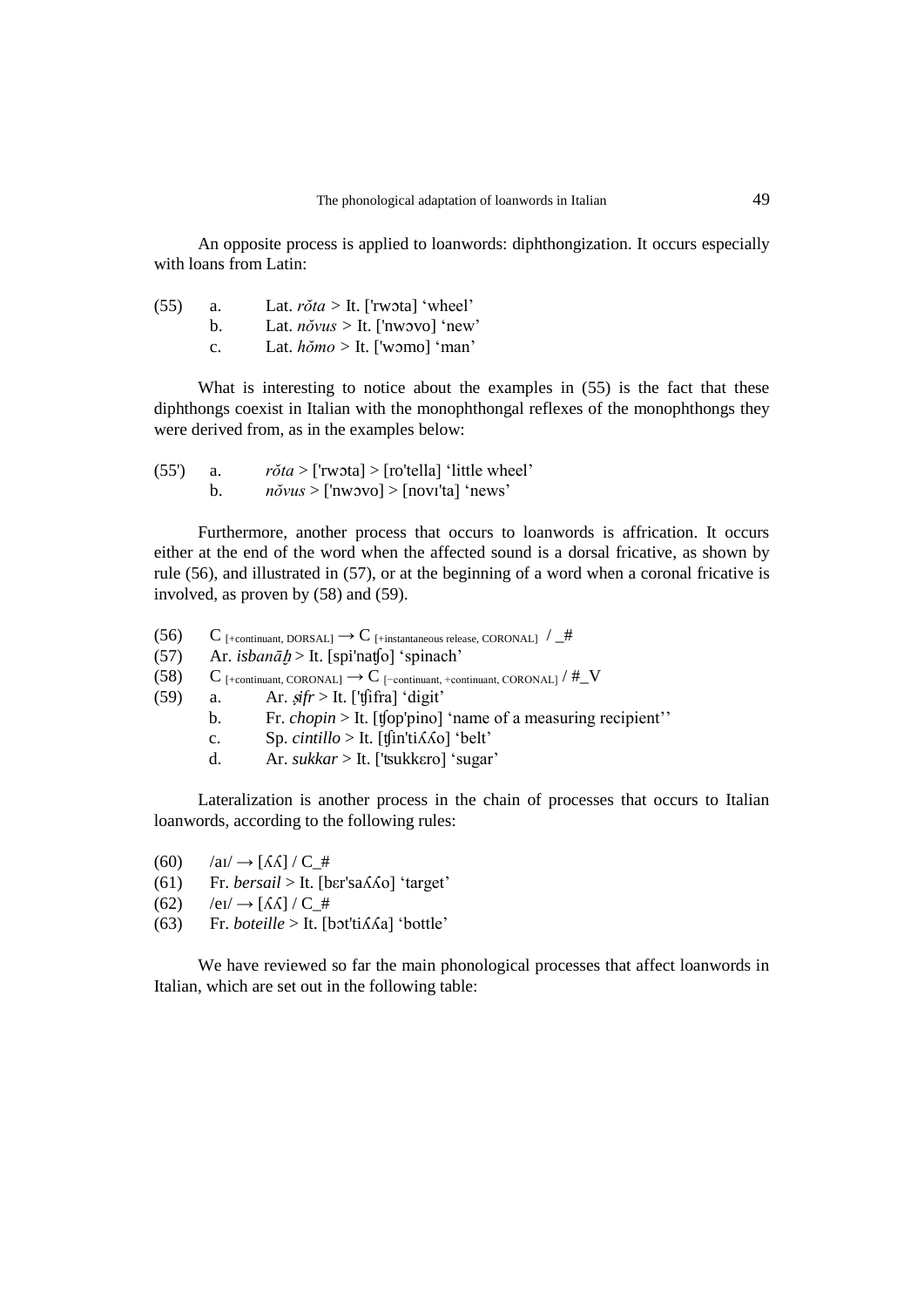An opposite process is applied to loanwords: diphthongization. It occurs especially with loans from Latin:

(55) a. Lat. *rŏta* > It. ['rwɔta] 'wheel'
  b. Lat. *nŏvus* > It. ['nwɔvo] 'new'
  c. Lat. *hŏmo* > It. ['wɔmo] 'man'

What is interesting to notice about the examples in (55) is the fact that these diphthongs coexist in Italian with the monophthongal reflexes of the monophthongs they were derived from, as in the examples below:

(55') a. *rŏta* > ['rwɔta] > [ro'tella] 'little wheel'
  b. *nŏvus* > ['nwɔvo] > [novɪ'ta] 'news'

Furthermore, another process that occurs to loanwords is affrication. It occurs either at the end of the word when the affected sound is a dorsal fricative, as shown by rule (56), and illustrated in (57), or at the beginning of a word when a coronal fricative is involved, as proven by (58) and (59).

(56) $C_{[+\text{continuant, DORSAL}]} \rightarrow C_{[+\text{instantaneous release, CORONAL}]}$ / _#

(57) Ar. *isbanāḫ* > It. [spi'natʃo] 'spinach'

(58) $C_{[+\text{continuant, CORONAL}]} \rightarrow C_{[-\text{continuant, +continuant, CORONAL}]}$ / #_V

(59) a. Ar. *ṣifr* > It. ['tʃifra] 'digit'
  b. Fr. *chopin* > It. [tʃop'pino] 'name of a measuring recipient''
  c. Sp. *cintillo* > It. [tʃin'tiʎʎo] 'belt'
  d. Ar. *sukkar* > It. ['tsukkɛro] 'sugar'

Lateralization is another process in the chain of processes that occurs to Italian loanwords, according to the following rules:

(60) /aɪ/ → [ʎʎ] / C_#

(61) Fr. *bersail* > It. [bɛr'saʎʎo] 'target'

(62) /eɪ/ → [ʎʎ] / C_#

(63) Fr. *boteille* > It. [bɔt'tiʎʎa] 'bottle'

We have reviewed so far the main phonological processes that affect loanwords in Italian, which are set out in the following table: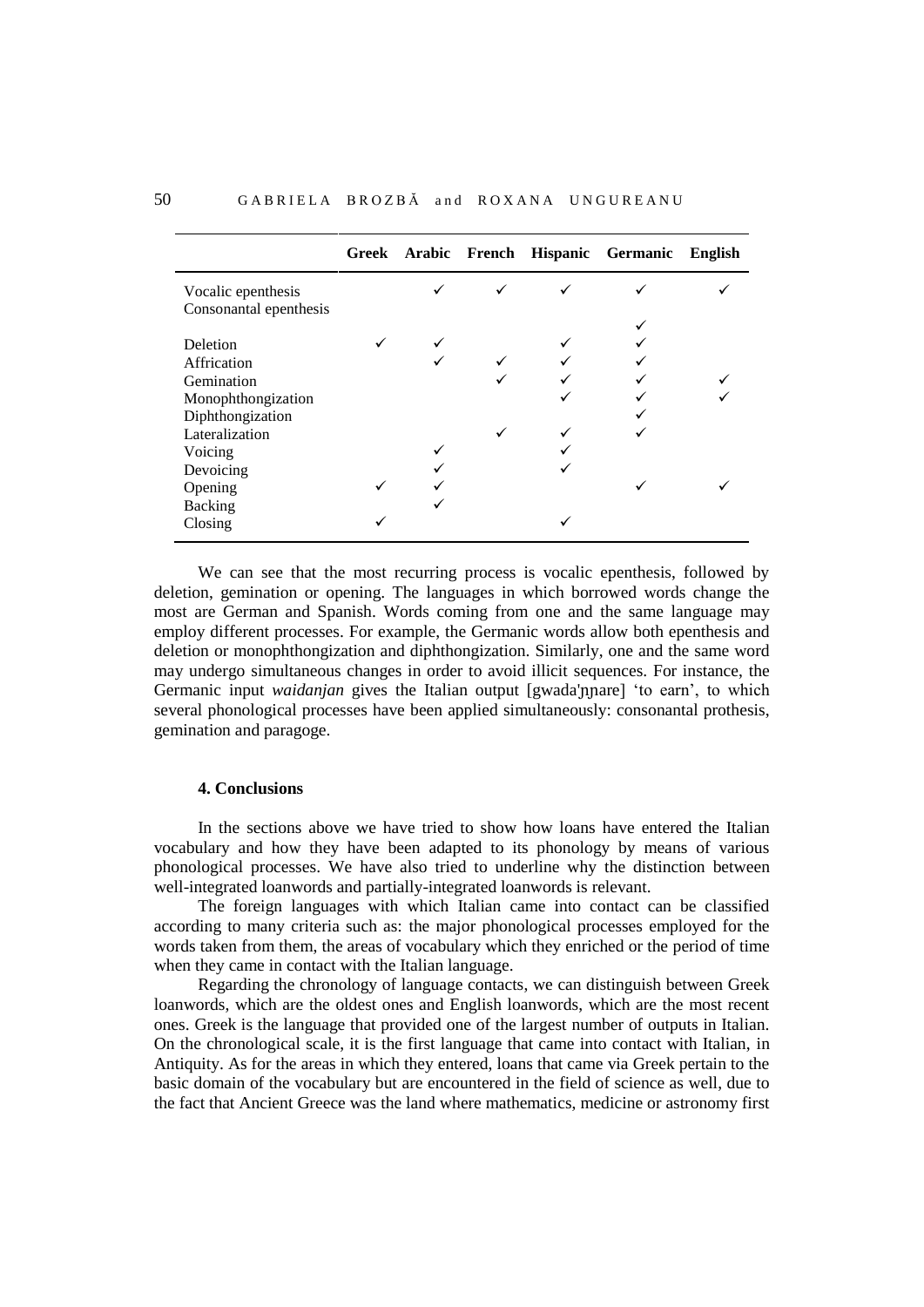| | Greek | Arabic | French | Hispanic | Germanic | English |
|---|---|---|---|---|---|---|
| Vocalic epenthesis | | ✓ | ✓ | ✓ | ✓ | ✓ |
| Consonantal epenthesis | | | | | ✓ | |
| Deletion | ✓ | ✓ | | ✓ | ✓ | |
| Affrication | | ✓ | ✓ | ✓ | ✓ | |
| Gemination | | | ✓ | ✓ | ✓ | ✓ |
| Monophthongization | | | | ✓ | ✓ | ✓ |
| Diphthongization | | | | | ✓ | |
| Lateralization | | | ✓ | ✓ | ✓ | |
| Voicing | | ✓ | | ✓ | | |
| Devoicing | | ✓ | | ✓ | | |
| Opening | ✓ | ✓ | | | ✓ | ✓ |
| Backing | | ✓ | | | | |
| Closing | ✓ | | | ✓ | | |

We can see that the most recurring process is vocalic epenthesis, followed by deletion, gemination or opening. The languages in which borrowed words change the most are German and Spanish. Words coming from one and the same language may employ different processes. For example, the Germanic words allow both epenthesis and deletion or monophthongization and diphthongization. Similarly, one and the same word may undergo simultaneous changes in order to avoid illicit sequences. For instance, the Germanic input *waidanjan* gives the Italian output [gwada'ɲɲare] 'to earn', to which several phonological processes have been applied simultaneously: consonantal prothesis, gemination and paragoge.

### 4. Conclusions

In the sections above we have tried to show how loans have entered the Italian vocabulary and how they have been adapted to its phonology by means of various phonological processes. We have also tried to underline why the distinction between well-integrated loanwords and partially-integrated loanwords is relevant.

The foreign languages with which Italian came into contact can be classified according to many criteria such as: the major phonological processes employed for the words taken from them, the areas of vocabulary which they enriched or the period of time when they came in contact with the Italian language.

Regarding the chronology of language contacts, we can distinguish between Greek loanwords, which are the oldest ones and English loanwords, which are the most recent ones. Greek is the language that provided one of the largest number of outputs in Italian. On the chronological scale, it is the first language that came into contact with Italian, in Antiquity. As for the areas in which they entered, loans that came via Greek pertain to the basic domain of the vocabulary but are encountered in the field of science as well, due to the fact that Ancient Greece was the land where mathematics, medicine or astronomy first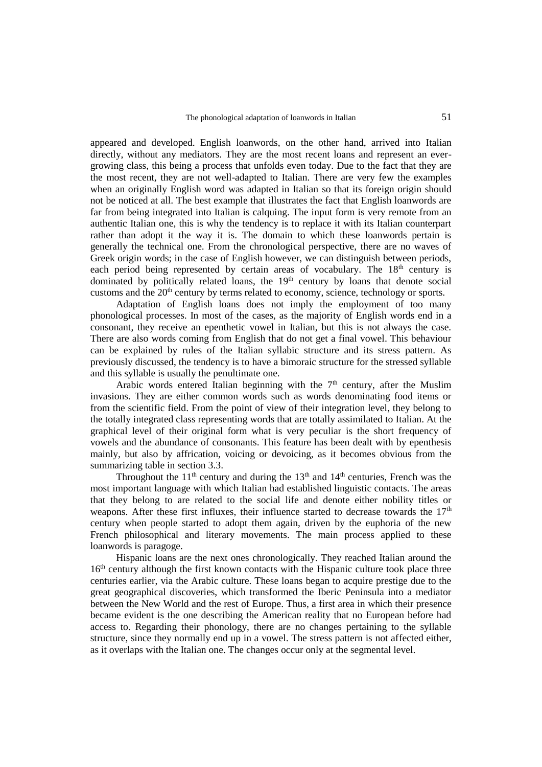appeared and developed. English loanwords, on the other hand, arrived into Italian directly, without any mediators. They are the most recent loans and represent an ever-growing class, this being a process that unfolds even today. Due to the fact that they are the most recent, they are not well-adapted to Italian. There are very few the examples when an originally English word was adapted in Italian so that its foreign origin should not be noticed at all. The best example that illustrates the fact that English loanwords are far from being integrated into Italian is calquing. The input form is very remote from an authentic Italian one, this is why the tendency is to replace it with its Italian counterpart rather than adopt it the way it is. The domain to which these loanwords pertain is generally the technical one. From the chronological perspective, there are no waves of Greek origin words; in the case of English however, we can distinguish between periods, each period being represented by certain areas of vocabulary. The 18th century is dominated by politically related loans, the 19th century by loans that denote social customs and the 20th century by terms related to economy, science, technology or sports.

Adaptation of English loans does not imply the employment of too many phonological processes. In most of the cases, as the majority of English words end in a consonant, they receive an epenthetic vowel in Italian, but this is not always the case. There are also words coming from English that do not get a final vowel. This behaviour can be explained by rules of the Italian syllabic structure and its stress pattern. As previously discussed, the tendency is to have a bimoraic structure for the stressed syllable and this syllable is usually the penultimate one.

Arabic words entered Italian beginning with the 7th century, after the Muslim invasions. They are either common words such as words denominating food items or from the scientific field. From the point of view of their integration level, they belong to the totally integrated class representing words that are totally assimilated to Italian. At the graphical level of their original form what is very peculiar is the short frequency of vowels and the abundance of consonants. This feature has been dealt with by epenthesis mainly, but also by affrication, voicing or devoicing, as it becomes obvious from the summarizing table in section 3.3.

Throughout the 11th century and during the 13th and 14th centuries, French was the most important language with which Italian had established linguistic contacts. The areas that they belong to are related to the social life and denote either nobility titles or weapons. After these first influxes, their influence started to decrease towards the 17th century when people started to adopt them again, driven by the euphoria of the new French philosophical and literary movements. The main process applied to these loanwords is paragoge.

Hispanic loans are the next ones chronologically. They reached Italian around the 16th century although the first known contacts with the Hispanic culture took place three centuries earlier, via the Arabic culture. These loans began to acquire prestige due to the great geographical discoveries, which transformed the Iberic Peninsula into a mediator between the New World and the rest of Europe. Thus, a first area in which their presence became evident is the one describing the American reality that no European before had access to. Regarding their phonology, there are no changes pertaining to the syllable structure, since they normally end up in a vowel. The stress pattern is not affected either, as it overlaps with the Italian one. The changes occur only at the segmental level.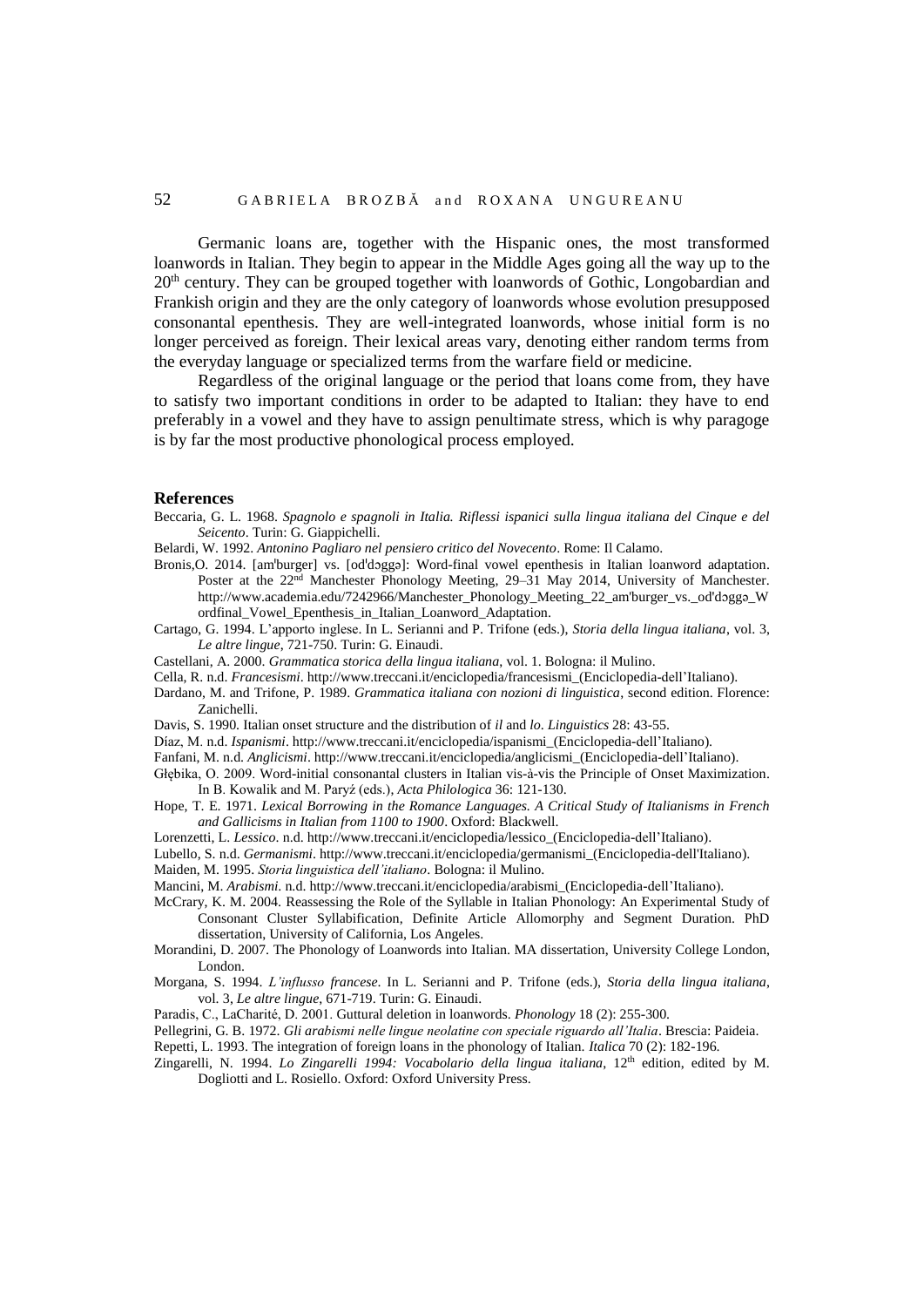Germanic loans are, together with the Hispanic ones, the most transformed loanwords in Italian. They begin to appear in the Middle Ages going all the way up to the 20th century. They can be grouped together with loanwords of Gothic, Longobardian and Frankish origin and they are the only category of loanwords whose evolution presupposed consonantal epenthesis. They are well-integrated loanwords, whose initial form is no longer perceived as foreign. Their lexical areas vary, denoting either random terms from the everyday language or specialized terms from the warfare field or medicine.

Regardless of the original language or the period that loans come from, they have to satisfy two important conditions in order to be adapted to Italian: they have to end preferably in a vowel and they have to assign penultimate stress, which is why paragoge is by far the most productive phonological process employed.

## References

Beccaria, G. L. 1968. *Spagnolo e spagnoli in Italia. Riflessi ispanici sulla lingua italiana del Cinque e del Seicento*. Turin: G. Giappichelli.

Belardi, W. 1992. *Antonino Pagliaro nel pensiero critico del Novecento*. Rome: Il Calamo.

Bronis,O. 2014. [am'burger] vs. [od'dɔggə]: Word-final vowel epenthesis in Italian loanword adaptation. Poster at the 22nd Manchester Phonology Meeting, 29–31 May 2014, University of Manchester. http://www.academia.edu/7242966/Manchester_Phonology_Meeting_22_am'burger_vs._od'dɔggə_Wordfinal_Vowel_Epenthesis_in_Italian_Loanword_Adaptation.

Cartago, G. 1994. L'apporto inglese. In L. Serianni and P. Trifone (eds.), *Storia della lingua italiana*, vol. 3, *Le altre lingue*, 721-750. Turin: G. Einaudi.

Castellani, A. 2000. *Grammatica storica della lingua italiana*, vol. 1. Bologna: il Mulino.

Cella, R. n.d. *Francesismi*. http://www.treccani.it/enciclopedia/francesismi_(Enciclopedia-dell'Italiano).

Dardano, M. and Trifone, P. 1989. *Grammatica italiana con nozioni di linguistica*, second edition. Florence: Zanichelli.

Davis, S. 1990. Italian onset structure and the distribution of *il* and *lo*. *Linguistics* 28: 43-55.

Díaz, M. n.d. *Ispanismi*. http://www.treccani.it/enciclopedia/ispanismi_(Enciclopedia-dell'Italiano).

Fanfani, M. n.d. *Anglicismi*. http://www.treccani.it/enciclopedia/anglicismi_(Enciclopedia-dell'Italiano).

Głębika, O. 2009. Word-initial consonantal clusters in Italian vis-à-vis the Principle of Onset Maximization. In B. Kowalik and M. Paryż (eds.), *Acta Philologica* 36: 121-130.

Hope, T. E. 1971. *Lexical Borrowing in the Romance Languages. A Critical Study of Italianisms in French and Gallicisms in Italian from 1100 to 1900*. Oxford: Blackwell.

Lorenzetti, L. *Lessico*. n.d. http://www.treccani.it/enciclopedia/lessico_(Enciclopedia-dell'Italiano).

Lubello, S. n.d. *Germanismi*. http://www.treccani.it/enciclopedia/germanismi_(Enciclopedia-dell'Italiano).

Maiden, M. 1995. *Storia linguistica dell'italiano*. Bologna: il Mulino.

Mancini, M. *Arabismi*. n.d. http://www.treccani.it/enciclopedia/arabismi_(Enciclopedia-dell'Italiano).

McCrary, K. M. 2004. Reassessing the Role of the Syllable in Italian Phonology: An Experimental Study of Consonant Cluster Syllabification, Definite Article Allomorphy and Segment Duration. PhD dissertation, University of California, Los Angeles.

Morandini, D. 2007. The Phonology of Loanwords into Italian. MA dissertation, University College London, London.

Morgana, S. 1994. *L'influsso francese*. In L. Serianni and P. Trifone (eds.), *Storia della lingua italiana*, vol. 3, *Le altre lingue*, 671-719. Turin: G. Einaudi.

Paradis, C., LaCharité, D. 2001. Guttural deletion in loanwords. *Phonology* 18 (2): 255-300.

Pellegrini, G. B. 1972. *Gli arabismi nelle lingue neolatine con speciale riguardo all'Italia*. Brescia: Paideia.

Repetti, L. 1993. The integration of foreign loans in the phonology of Italian. *Italica* 70 (2): 182-196.

Zingarelli, N. 1994. *Lo Zingarelli 1994: Vocabolario della lingua italiana*, 12th edition, edited by M. Dogliotti and L. Rosiello. Oxford: Oxford University Press.